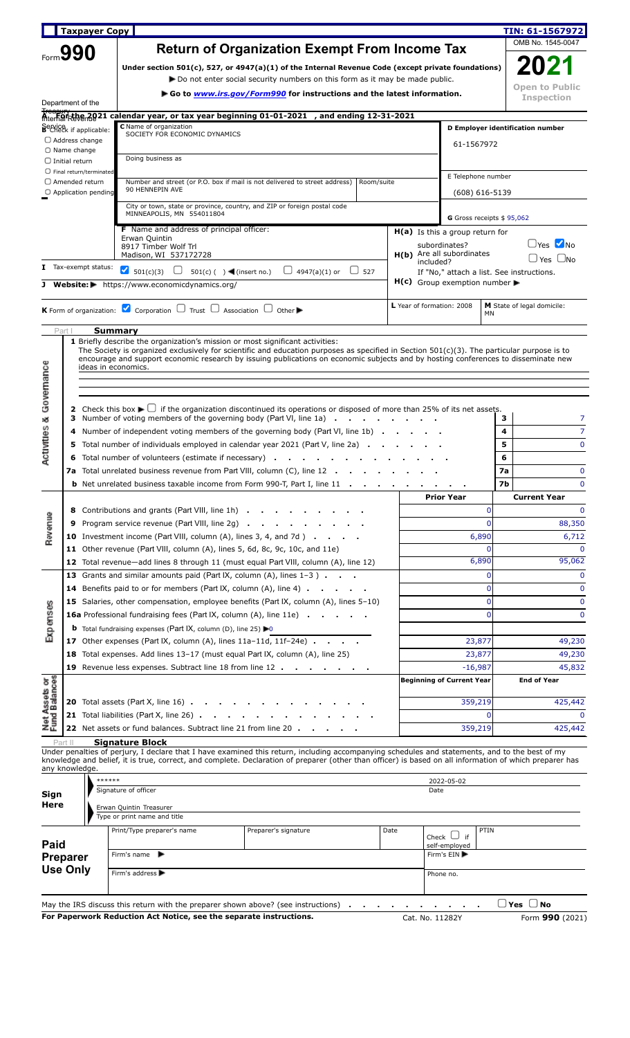Taxpayer Copy

TIN: 61-1567972

# Form 990

## Return of Organization Exempt From Income Tax

OMB No. 1545-0047

**2021**

**Open to Public Inspection**

**Under section 501(c), 527, or 4947(a)(1) of the Internal Revenue Code (except private foundations)**

▶ Do not enter social security numbers on this form as it may be made public.

▶ Go to *www.irs.gov/Form990* for instructions and the latest information.

Department of the Treasury Internal Revenue Service

**A For the 2021 calendar year, or tax year beginning 01-01-2021 , and ending 12-31-2021**

**B** Check if applicable:
- ☐ Address change
- ☐ Name change
- ☐ Initial return
- ☐ Final return/terminated
- ☐ Amended return
- ☐ Application pending

**C** Name of organization
SOCIETY FOR ECONOMIC DYNAMICS

Doing business as

Number and street (or P.O. box if mail is not delivered to street address) Room/suite
90 HENNEPIN AVE

City or town, state or province, country, and ZIP or foreign postal code
MINNEAPOLIS, MN 554011804

**D Employer identification number**
61-1567972

E Telephone number
(608) 616-5139

**G** Gross receipts $ 95,062

**F** Name and address of principal officer:
Erwan Quintin
8917 Timber Wolf Trl
Madison, WI 537172728

**H(a)** Is this a group return for subordinates? ☐ Yes ☑ No

**H(b)** Are all subordinates included? ☐ Yes ☐ No
If "No," attach a list. See instructions.

**H(c)** Group exemption number ▶

**I** Tax-exempt status: ☑ 501(c)(3) ☐ 501(c) ( ) ◀ (insert no.) ☐ 4947(a)(1) or ☐ 527

**J** Website: ▶ https://www.economicdynamics.org/

**K** Form of organization: ☑ Corporation ☐ Trust ☐ Association ☐ Other ▶

**L** Year of formation: 2008

**M** State of legal domicile: MN

## Part I Summary

**Activities & Governance**

**1** Briefly describe the organization's mission or most significant activities:
The Society is organized exclusively for scientific and education purposes as specified in Section 501(c)(3). The particular purpose is to encourage and support economic research by issuing publications on economic subjects and by hosting conferences to disseminate new ideas in economics.

**2** Check this box ▶ ☐ if the organization discontinued its operations or disposed of more than 25% of its net assets.

| | | | |
|---|---|---|---|
| **3** | Number of voting members of the governing body (Part VI, line 1a) | 3 | 7 |
| **4** | Number of independent voting members of the governing body (Part VI, line 1b) | 4 | 7 |
| **5** | Total number of individuals employed in calendar year 2021 (Part V, line 2a) | 5 | 0 |
| **6** | Total number of volunteers (estimate if necessary) | 6 | |
| **7a** | Total unrelated business revenue from Part VIII, column (C), line 12 | 7a | 0 |
| **b** | Net unrelated business taxable income from Form 990-T, Part I, line 11 | 7b | 0 |

| | | **Prior Year** | **Current Year** |
|---|---|---|---|
| **Revenue** | | | |
| **8** | Contributions and grants (Part VIII, line 1h) | 0 | 0 |
| **9** | Program service revenue (Part VIII, line 2g) | 0 | 88,350 |
| **10** | Investment income (Part VIII, column (A), lines 3, 4, and 7d ) | 6,890 | 6,712 |
| **11** | Other revenue (Part VIII, column (A), lines 5, 6d, 8c, 9c, 10c, and 11e) | 0 | 0 |
| **12** | Total revenue—add lines 8 through 11 (must equal Part VIII, column (A), line 12) | 6,890 | 95,062 |
| **Expenses** | | | |
| **13** | Grants and similar amounts paid (Part IX, column (A), lines 1–3 ) | 0 | 0 |
| **14** | Benefits paid to or for members (Part IX, column (A), line 4) | 0 | 0 |
| **15** | Salaries, other compensation, employee benefits (Part IX, column (A), lines 5–10) | 0 | 0 |
| **16a** | Professional fundraising fees (Part IX, column (A), line 11e) | 0 | 0 |
| **b** | Total fundraising expenses (Part IX, column (D), line 25) ▶0 | | |
| **17** | Other expenses (Part IX, column (A), lines 11a–11d, 11f–24e) | 23,877 | 49,230 |
| **18** | Total expenses. Add lines 13–17 (must equal Part IX, column (A), line 25) | 23,877 | 49,230 |
| **19** | Revenue less expenses. Subtract line 18 from line 12 | -16,987 | 45,832 |

| **Net Assets or Fund Balances** | | **Beginning of Current Year** | **End of Year** |
|---|---|---|---|
| **20** | Total assets (Part X, line 16) | 359,219 | 425,442 |
| **21** | Total liabilities (Part X, line 26) | 0 | 0 |
| **22** | Net assets or fund balances. Subtract line 21 from line 20 | 359,219 | 425,442 |

## Part II Signature Block

Under penalties of perjury, I declare that I have examined this return, including accompanying schedules and statements, and to the best of my knowledge and belief, it is true, correct, and complete. Declaration of preparer (other than officer) is based on all information of which preparer has any knowledge.

**Sign Here**

****** 
Signature of officer

2022-05-02
Date

Erwan Quintin Treasurer
Type or print name and title

**Paid Preparer Use Only**

| Print/Type preparer's name | Preparer's signature | Date | Check ☐ if self-employed | PTIN |
|---|---|---|---|---|
| Firm's name ▶ | | | Firm's EIN ▶ | |
| Firm's address ▶ | | | Phone no. | |

May the IRS discuss this return with the preparer shown above? (see instructions) ☐ Yes ☐ No

**For Paperwork Reduction Act Notice, see the separate instructions.** Cat. No. 11282Y Form **990** (2021)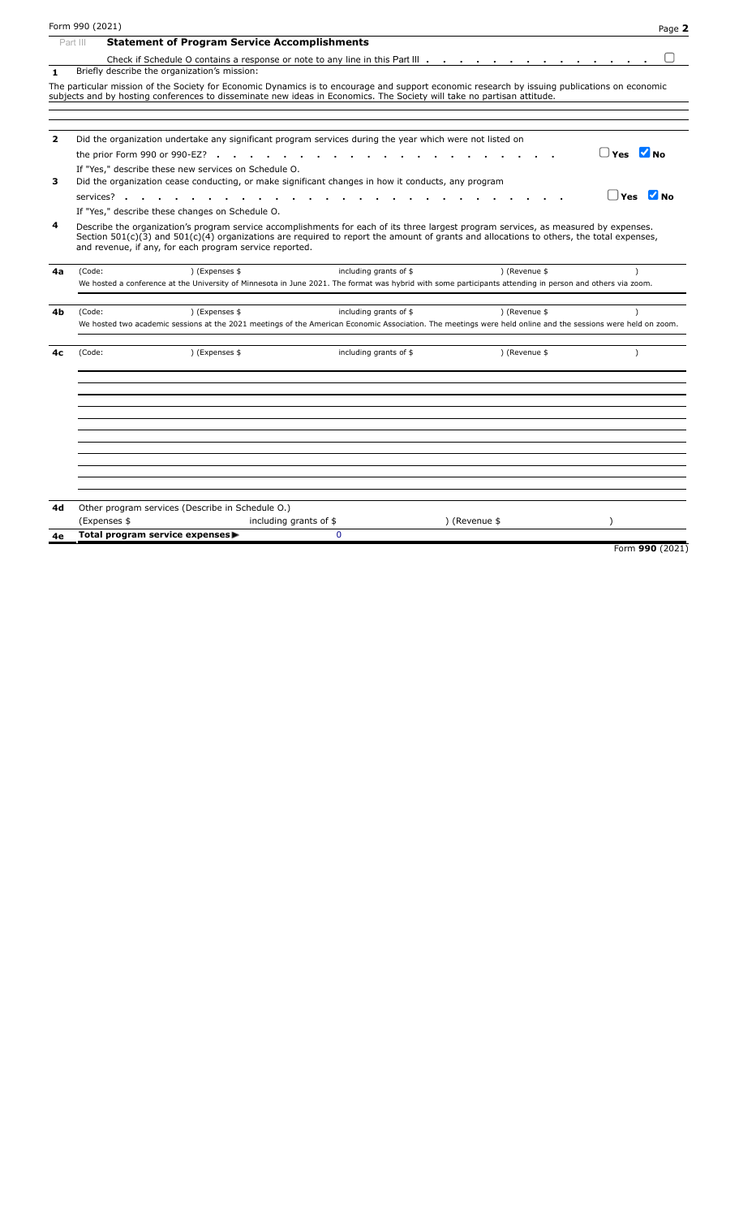Form 990 (2021)

## Part III Statement of Program Service Accomplishments

Check if Schedule O contains a response or note to any line in this Part III . . . . . . . . . . . . . . ☐

**1** Briefly describe the organization's mission:

The particular mission of the Society for Economic Dynamics is to encourage and support economic research by issuing publications on economic subjects and by hosting conferences to disseminate new ideas in Economics. The Society will take no partisan attitude.

**2** Did the organization undertake any significant program services during the year which were not listed on the prior Form 990 or 990-EZ? . . . . . . . . . . . . . . . . . . . . ☐ Yes ☑ No

If "Yes," describe these new services on Schedule O.

**3** Did the organization cease conducting, or make significant changes in how it conducts, any program services? . . . . . . . . . . . . . . . . . . . . . . . ☐ Yes ☑ No

If "Yes," describe these changes on Schedule O.

**4** Describe the organization's program service accomplishments for each of its three largest program services, as measured by expenses. Section 501(c)(3) and 501(c)(4) organizations are required to report the amount of grants and allocations to others, the total expenses, and revenue, if any, for each program service reported.

**4a** (Code: ) (Expenses $ including grants of $ ) (Revenue $ )

We hosted a conference at the University of Minnesota in June 2021. The format was hybrid with some participants attending in person and others via zoom.

**4b** (Code: ) (Expenses $ including grants of $ ) (Revenue $ )

We hosted two academic sessions at the 2021 meetings of the American Economic Association. The meetings were held online and the sessions were held on zoom.

**4c** (Code: ) (Expenses $ including grants of $ ) (Revenue $ )

**4d** Other program services (Describe in Schedule O.)

(Expenses $ including grants of $ ) (Revenue $ )

**4e** **Total program service expenses ▶** 0

Form **990** (2021)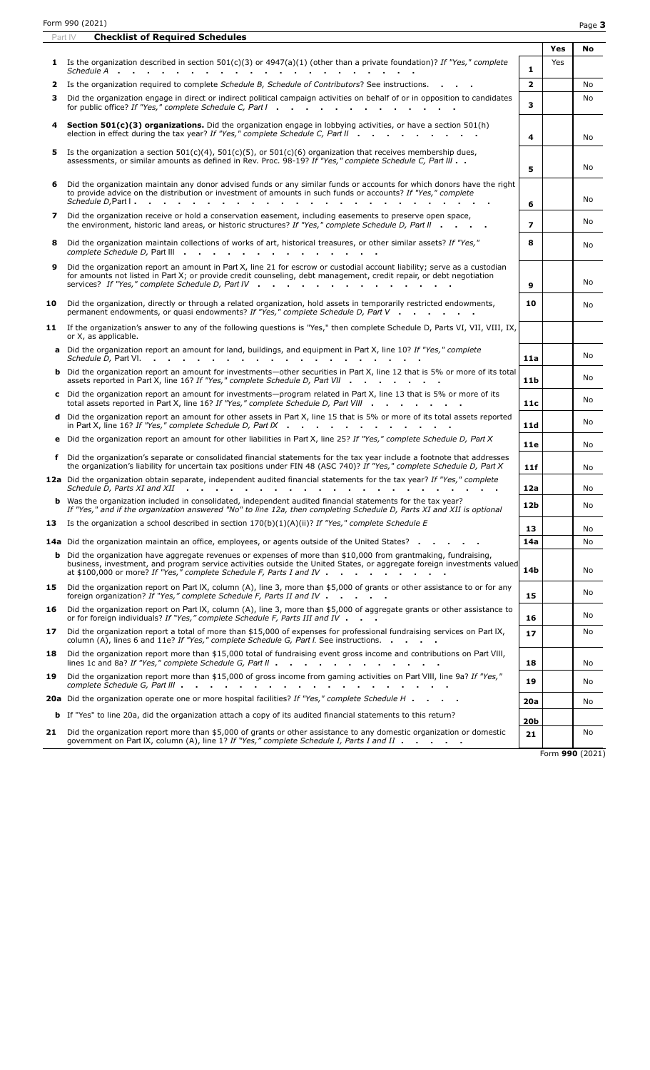Form 990 (2021)

## Part IV Checklist of Required Schedules

| | | | Yes | No |
|---|---|---|---|---|
| **1** | Is the organization described in section 501(c)(3) or 4947(a)(1) (other than a private foundation)? *If "Yes," complete Schedule A* | 1 | Yes | |
| **2** | Is the organization required to complete *Schedule B, Schedule of Contributors*? See instructions. | 2 | | No |
| **3** | Did the organization engage in direct or indirect political campaign activities on behalf of or in opposition to candidates for public office? *If "Yes," complete Schedule C, Part I* | 3 | | No |
| **4** | **Section 501(c)(3) organizations.** Did the organization engage in lobbying activities, or have a section 501(h) election in effect during the tax year? *If "Yes," complete Schedule C, Part II* | 4 | | No |
| **5** | Is the organization a section 501(c)(4), 501(c)(5), or 501(c)(6) organization that receives membership dues, assessments, or similar amounts as defined in Rev. Proc. 98-19? *If "Yes," complete Schedule C, Part III* | 5 | | No |
| **6** | Did the organization maintain any donor advised funds or any similar funds or accounts for which donors have the right to provide advice on the distribution or investment of amounts in such funds or accounts? *If "Yes," complete Schedule D, Part I* | 6 | | No |
| **7** | Did the organization receive or hold a conservation easement, including easements to preserve open space, the environment, historic land areas, or historic structures? *If "Yes," complete Schedule D, Part II* | 7 | | No |
| **8** | Did the organization maintain collections of works of art, historical treasures, or other similar assets? *If "Yes," complete Schedule D,* Part III | 8 | | No |
| **9** | Did the organization report an amount in Part X, line 21 for escrow or custodial account liability; serve as a custodian for amounts not listed in Part X; or provide credit counseling, debt management, credit repair, or debt negotiation services? *If "Yes," complete Schedule D, Part IV* | 9 | | No |
| **10** | Did the organization, directly or through a related organization, hold assets in temporarily restricted endowments, permanent endowments, or quasi endowments? *If "Yes," complete Schedule D, Part V* | 10 | | No |
| **11** | If the organization's answer to any of the following questions is "Yes," then complete Schedule D, Parts VI, VII, VIII, IX, or X, as applicable. | | | |
| **a** | Did the organization report an amount for land, buildings, and equipment in Part X, line 10? *If "Yes," complete Schedule D,* Part VI. | 11a | | No |
| **b** | Did the organization report an amount for investments—other securities in Part X, line 12 that is 5% or more of its total assets reported in Part X, line 16? *If "Yes," complete Schedule D, Part VII* | 11b | | No |
| **c** | Did the organization report an amount for investments—program related in Part X, line 13 that is 5% or more of its total assets reported in Part X, line 16? *If "Yes," complete Schedule D, Part VIII* | 11c | | No |
| **d** | Did the organization report an amount for other assets in Part X, line 15 that is 5% or more of its total assets reported in Part X, line 16? *If "Yes," complete Schedule D, Part IX* | 11d | | No |
| **e** | Did the organization report an amount for other liabilities in Part X, line 25? *If "Yes," complete Schedule D, Part X* | 11e | | No |
| **f** | Did the organization's separate or consolidated financial statements for the tax year include a footnote that addresses the organization's liability for uncertain tax positions under FIN 48 (ASC 740)? *If "Yes," complete Schedule D, Part X* | 11f | | No |
| **12a** | Did the organization obtain separate, independent audited financial statements for the tax year? *If "Yes," complete Schedule D, Parts XI and XII* | 12a | | No |
| **b** | Was the organization included in consolidated, independent audited financial statements for the tax year? *If "Yes," and if the organization answered "No" to line 12a, then completing Schedule D, Parts XI and XII is optional* | 12b | | No |
| **13** | Is the organization a school described in section 170(b)(1)(A)(ii)? *If "Yes," complete Schedule E* | 13 | | No |
| **14a** | Did the organization maintain an office, employees, or agents outside of the United States? | 14a | | No |
| **b** | Did the organization have aggregate revenues or expenses of more than $10,000 from grantmaking, fundraising, business, investment, and program service activities outside the United States, or aggregate foreign investments valued at $100,000 or more? *If "Yes," complete Schedule F, Parts I and IV* | 14b | | No |
| **15** | Did the organization report on Part IX, column (A), line 3, more than $5,000 of grants or other assistance to or for any foreign organization? *If "Yes," complete Schedule F, Parts II and IV* | 15 | | No |
| **16** | Did the organization report on Part IX, column (A), line 3, more than $5,000 of aggregate grants or other assistance to or for foreign individuals? *If "Yes," complete Schedule F, Parts III and IV* | 16 | | No |
| **17** | Did the organization report a total of more than $15,000 of expenses for professional fundraising services on Part IX, column (A), lines 6 and 11e? *If "Yes," complete Schedule G, Part I.* See instructions. | 17 | | No |
| **18** | Did the organization report more than $15,000 total of fundraising event gross income and contributions on Part VIII, lines 1c and 8a? *If "Yes," complete Schedule G, Part II* | 18 | | No |
| **19** | Did the organization report more than $15,000 of gross income from gaming activities on Part VIII, line 9a? *If "Yes," complete Schedule G, Part III* | 19 | | No |
| **20a** | Did the organization operate one or more hospital facilities? *If "Yes," complete Schedule H* | 20a | | No |
| **b** | If "Yes" to line 20a, did the organization attach a copy of its audited financial statements to this return? | 20b | | |
| **21** | Did the organization report more than $5,000 of grants or other assistance to any domestic organization or domestic government on Part IX, column (A), line 1? *If "Yes," complete Schedule I, Parts I and II* | 21 | | No |

Form **990** (2021)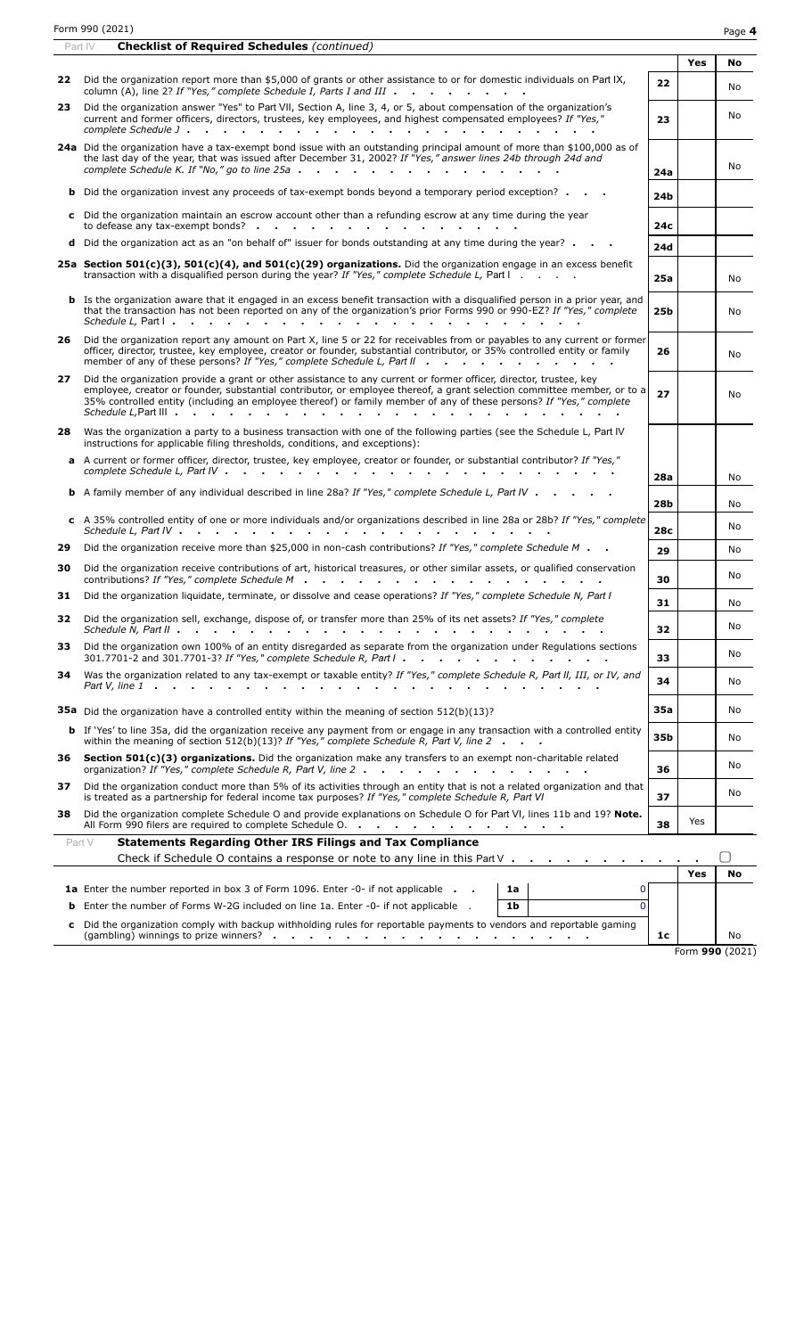Form 990 (2021)

**Part IV Checklist of Required Schedules** *(continued)*

| | | | Yes | No |
|---|---|---|---|---|
| 22 | Did the organization report more than $5,000 of grants or other assistance to or for domestic individuals on Part IX, column (A), line 2? *If "Yes," complete Schedule I, Parts I and III* | 22 | | No |
| 23 | Did the organization answer "Yes" to Part VII, Section A, line 3, 4, or 5, about compensation of the organization's current and former officers, directors, trustees, key employees, and highest compensated employees? *If "Yes," complete Schedule J* | 23 | | No |
| 24a | Did the organization have a tax-exempt bond issue with an outstanding principal amount of more than $100,000 as of the last day of the year, that was issued after December 31, 2002? *If "Yes," answer lines 24b through 24d and complete Schedule K. If "No," go to line 25a* | 24a | | No |
| b | Did the organization invest any proceeds of tax-exempt bonds beyond a temporary period exception? | 24b | | |
| c | Did the organization maintain an escrow account other than a refunding escrow at any time during the year to defease any tax-exempt bonds? | 24c | | |
| d | Did the organization act as an "on behalf of" issuer for bonds outstanding at any time during the year? | 24d | | |
| 25a | **Section 501(c)(3), 501(c)(4), and 501(c)(29) organizations.** Did the organization engage in an excess benefit transaction with a disqualified person during the year? *If "Yes," complete Schedule L, Part I* | 25a | | No |
| b | Is the organization aware that it engaged in an excess benefit transaction with a disqualified person in a prior year, and that the transaction has not been reported on any of the organization's prior Forms 990 or 990-EZ? *If "Yes," complete Schedule L, Part I* | 25b | | No |
| 26 | Did the organization report any amount on Part X, line 5 or 22 for receivables from or payables to any current or former officer, director, trustee, key employee, creator or founder, substantial contributor, or 35% controlled entity or family member of any of these persons? *If "Yes," complete Schedule L, Part II* | 26 | | No |
| 27 | Did the organization provide a grant or other assistance to any current or former officer, director, trustee, key employee, creator or founder, substantial contributor, or employee thereof, a grant selection committee member, or to a 35% controlled entity (including an employee thereof) or family member of any of these persons? *If "Yes," complete Schedule L, Part III* | 27 | | No |
| 28 | Was the organization a party to a business transaction with one of the following parties (see the Schedule L, Part IV instructions for applicable filing thresholds, conditions, and exceptions): | | | |
| a | A current or former officer, director, trustee, key employee, creator or founder, or substantial contributor? *If "Yes," complete Schedule L, Part IV* | 28a | | No |
| b | A family member of any individual described in line 28a? *If "Yes," complete Schedule L, Part IV* | 28b | | No |
| c | A 35% controlled entity of one or more individuals and/or organizations described in line 28a or 28b? *If "Yes," complete Schedule L, Part IV* | 28c | | No |
| 29 | Did the organization receive more than $25,000 in non-cash contributions? *If "Yes," complete Schedule M* | 29 | | No |
| 30 | Did the organization receive contributions of art, historical treasures, or other similar assets, or qualified conservation contributions? *If "Yes," complete Schedule M* | 30 | | No |
| 31 | Did the organization liquidate, terminate, or dissolve and cease operations? *If "Yes," complete Schedule N, Part I* | 31 | | No |
| 32 | Did the organization sell, exchange, dispose of, or transfer more than 25% of its net assets? *If "Yes," complete Schedule N, Part II* | 32 | | No |
| 33 | Did the organization own 100% of an entity disregarded as separate from the organization under Regulations sections 301.7701-2 and 301.7701-3? *If "Yes," complete Schedule R, Part I* | 33 | | No |
| 34 | Was the organization related to any tax-exempt or taxable entity? *If "Yes," complete Schedule R, Part II, III, or IV, and Part V, line 1* | 34 | | No |
| 35a | Did the organization have a controlled entity within the meaning of section 512(b)(13)? | 35a | | No |
| b | If 'Yes' to line 35a, did the organization receive any payment from or engage in any transaction with a controlled entity within the meaning of section 512(b)(13)? *If "Yes," complete Schedule R, Part V, line 2* | 35b | | No |
| 36 | **Section 501(c)(3) organizations.** Did the organization make any transfers to an exempt non-charitable related organization? *If "Yes," complete Schedule R, Part V, line 2* | 36 | | No |
| 37 | Did the organization conduct more than 5% of its activities through an entity that is not a related organization and that is treated as a partnership for federal income tax purposes? *If "Yes," complete Schedule R, Part VI* | 37 | | No |
| 38 | Did the organization complete Schedule O and provide explanations on Schedule O for Part VI, lines 11b and 19? **Note.** All Form 990 filers are required to complete Schedule O. | 38 | Yes | |

**Part V Statements Regarding Other IRS Filings and Tax Compliance**

Check if Schedule O contains a response or note to any line in this Part V ☐

| | | | | | Yes | No |
|---|---|---|---|---|---|---|
| 1a | Enter the number reported in box 3 of Form 1096. Enter -0- if not applicable | 1a | 0 | | | |
| b | Enter the number of Forms W-2G included on line 1a. Enter -0- if not applicable | 1b | 0 | | | |
| c | Did the organization comply with backup withholding rules for reportable payments to vendors and reportable gaming (gambling) winnings to prize winners? | | | 1c | | No |

Form **990** (2021)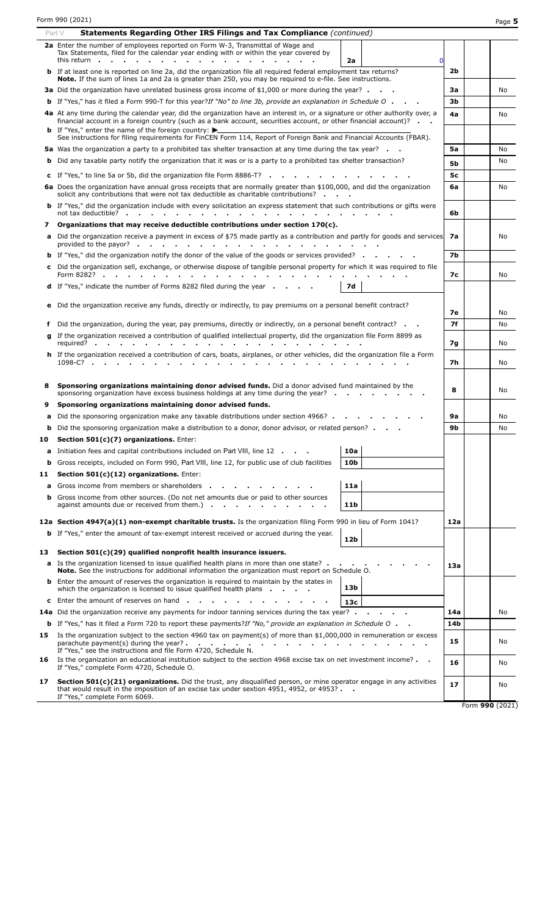Form 990 (2021) Page **5**

## Part V Statements Regarding Other IRS Filings and Tax Compliance *(continued)*

| | | | | |
|---|---|---|---|---|
| **2a** | Enter the number of employees reported on Form W-3, Transmittal of Wage and Tax Statements, filed for the calendar year ending with or within the year covered by this return | **2a** 0 | | |
| **b** | If at least one is reported on line 2a, did the organization file all required federal employment tax returns? **Note.** If the sum of lines 1a and 2a is greater than 250, you may be required to e-file. See instructions. | | **2b** | |
| **3a** | Did the organization have unrelated business gross income of $1,000 or more during the year? | | **3a** | No |
| **b** | If "Yes," has it filed a Form 990-T for this year? *If "No" to line 3b, provide an explanation in Schedule O* | | **3b** | |
| **4a** | At any time during the calendar year, did the organization have an interest in, or a signature or other authority over, a financial account in a foreign country (such as a bank account, securities account, or other financial account)? | | **4a** | No |
| **b** | If "Yes," enter the name of the foreign country: ▶ See instructions for filing requirements for FinCEN Form 114, Report of Foreign Bank and Financial Accounts (FBAR). | | | |
| **5a** | Was the organization a party to a prohibited tax shelter transaction at any time during the tax year? | | **5a** | No |
| **b** | Did any taxable party notify the organization that it was or is a party to a prohibited tax shelter transaction? | | **5b** | No |
| **c** | If "Yes," to line 5a or 5b, did the organization file Form 8886-T? | | **5c** | |
| **6a** | Does the organization have annual gross receipts that are normally greater than $100,000, and did the organization solicit any contributions that were not tax deductible as charitable contributions? | | **6a** | No |
| **b** | If "Yes," did the organization include with every solicitation an express statement that such contributions or gifts were not tax deductible? | | **6b** | |
| **7** | **Organizations that may receive deductible contributions under section 170(c).** | | | |
| **a** | Did the organization receive a payment in excess of $75 made partly as a contribution and partly for goods and services provided to the payor? | | **7a** | No |
| **b** | If "Yes," did the organization notify the donor of the value of the goods or services provided? | | **7b** | |
| **c** | Did the organization sell, exchange, or otherwise dispose of tangible personal property for which it was required to file Form 8282? | | **7c** | No |
| **d** | If "Yes," indicate the number of Forms 8282 filed during the year | **7d** | | |
| **e** | Did the organization receive any funds, directly or indirectly, to pay premiums on a personal benefit contract? | | **7e** | No |
| **f** | Did the organization, during the year, pay premiums, directly or indirectly, on a personal benefit contract? | | **7f** | No |
| **g** | If the organization received a contribution of qualified intellectual property, did the organization file Form 8899 as required? | | **7g** | No |
| **h** | If the organization received a contribution of cars, boats, airplanes, or other vehicles, did the organization file a Form 1098-C? | | **7h** | No |
| **8** | **Sponsoring organizations maintaining donor advised funds.** Did a donor advised fund maintained by the sponsoring organization have excess business holdings at any time during the year? | | **8** | No |
| **9** | **Sponsoring organizations maintaining donor advised funds.** | | | |
| **a** | Did the sponsoring organization make any taxable distributions under section 4966? | | **9a** | No |
| **b** | Did the sponsoring organization make a distribution to a donor, donor advisor, or related person? | | **9b** | No |
| **10** | **Section 501(c)(7) organizations.** Enter: | | | |
| **a** | Initiation fees and capital contributions included on Part VIII, line 12 | **10a** | | |
| **b** | Gross receipts, included on Form 990, Part VIII, line 12, for public use of club facilities | **10b** | | |
| **11** | **Section 501(c)(12) organizations.** Enter: | | | |
| **a** | Gross income from members or shareholders | **11a** | | |
| **b** | Gross income from other sources. (Do not net amounts due or paid to other sources against amounts due or received from them.) | **11b** | | |
| **12a** | **Section 4947(a)(1) non-exempt charitable trusts.** Is the organization filing Form 990 in lieu of Form 1041? | | **12a** | |
| **b** | If "Yes," enter the amount of tax-exempt interest received or accrued during the year. | **12b** | | |
| **13** | **Section 501(c)(29) qualified nonprofit health insurance issuers.** | | | |
| **a** | Is the organization licensed to issue qualified health plans in more than one state? **Note.** See the instructions for additional information the organization must report on Schedule O. | | **13a** | |
| **b** | Enter the amount of reserves the organization is required to maintain by the states in which the organization is licensed to issue qualified health plans | **13b** | | |
| **c** | Enter the amount of reserves on hand | **13c** | | |
| **14a** | Did the organization receive any payments for indoor tanning services during the tax year? | | **14a** | No |
| **b** | If "Yes," has it filed a Form 720 to report these payments? *If "No," provide an explanation in Schedule O* | | **14b** | |
| **15** | Is the organization subject to the section 4960 tax on payment(s) of more than $1,000,000 in remuneration or excess parachute payment(s) during the year? If "Yes," see the instructions and file Form 4720, Schedule N. | | **15** | No |
| **16** | Is the organization an educational institution subject to the section 4968 excise tax on net investment income? If "Yes," complete Form 4720, Schedule O. | | **16** | No |
| **17** | **Section 501(c)(21) organizations.** Did the trust, any disqualified person, or mine operator engage in any activities that would result in the imposition of an excise tax under sextion 4951, 4952, or 4953? If "Yes," complete Form 6069. | | **17** | No |

Form **990** (2021)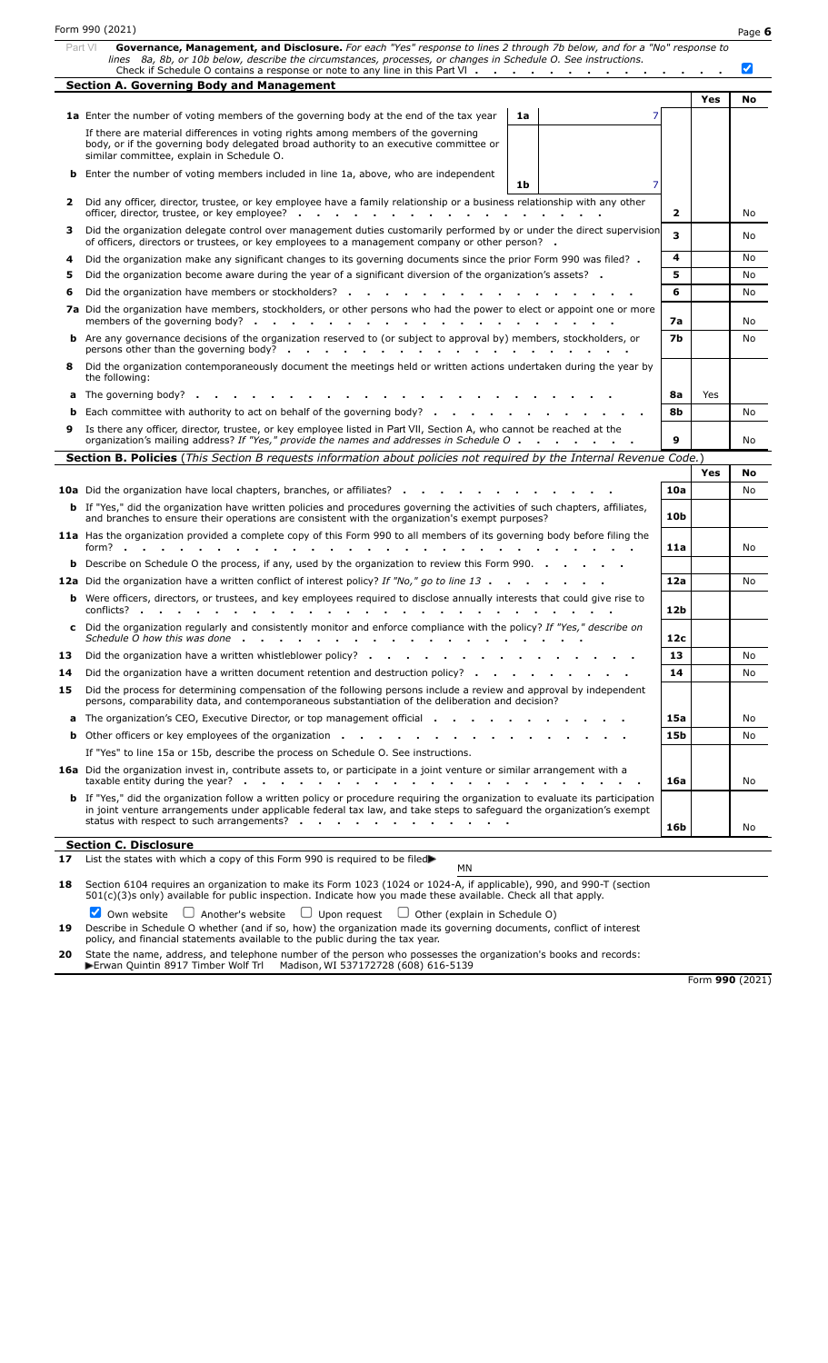Form 990 (2021)

**Part VI** **Governance, Management, and Disclosure.** *For each "Yes" response to lines 2 through 7b below, and for a "No" response to lines 8a, 8b, or 10b below, describe the circumstances, processes, or changes in Schedule O. See instructions.*

Check if Schedule O contains a response or note to any line in this Part VI . . . . . . . . . . . . . ☑

## Section A. Governing Body and Management

| | | | | Yes | No |
|---|---|---|---|---|---|
| **1a** | Enter the number of voting members of the governing body at the end of the tax year | **1a** 7 | | | |
| | If there are material differences in voting rights among members of the governing body, or if the governing body delegated broad authority to an executive committee or similar committee, explain in Schedule O. | | | | |
| **b** | Enter the number of voting members included in line 1a, above, who are independent | **1b** 7 | | | |
| **2** | Did any officer, director, trustee, or key employee have a family relationship or a business relationship with any other officer, director, trustee, or key employee? | | **2** | | No |
| **3** | Did the organization delegate control over management duties customarily performed by or under the direct supervision of officers, directors or trustees, or key employees to a management company or other person? | | **3** | | No |
| **4** | Did the organization make any significant changes to its governing documents since the prior Form 990 was filed? | | **4** | | No |
| **5** | Did the organization become aware during the year of a significant diversion of the organization's assets? | | **5** | | No |
| **6** | Did the organization have members or stockholders? | | **6** | | No |
| **7a** | Did the organization have members, stockholders, or other persons who had the power to elect or appoint one or more members of the governing body? | | **7a** | | No |
| **b** | Are any governance decisions of the organization reserved to (or subject to approval by) members, stockholders, or persons other than the governing body? | | **7b** | | No |
| **8** | Did the organization contemporaneously document the meetings held or written actions undertaken during the year by the following: | | | | |
| **a** | The governing body? | | **8a** | Yes | |
| **b** | Each committee with authority to act on behalf of the governing body? | | **8b** | | No |
| **9** | Is there any officer, director, trustee, or key employee listed in Part VII, Section A, who cannot be reached at the organization's mailing address? *If "Yes," provide the names and addresses in Schedule O* | | **9** | | No |

## Section B. Policies *(This Section B requests information about policies not required by the Internal Revenue Code.)*

| | | | Yes | No |
|---|---|---|---|---|
| **10a** | Did the organization have local chapters, branches, or affiliates? | **10a** | | No |
| **b** | If "Yes," did the organization have written policies and procedures governing the activities of such chapters, affiliates, and branches to ensure their operations are consistent with the organization's exempt purposes? | **10b** | | |
| **11a** | Has the organization provided a complete copy of this Form 990 to all members of its governing body before filing the form? | **11a** | | No |
| **b** | Describe on Schedule O the process, if any, used by the organization to review this Form 990. | | | |
| **12a** | Did the organization have a written conflict of interest policy? *If "No," go to line 13* | **12a** | | No |
| **b** | Were officers, directors, or trustees, and key employees required to disclose annually interests that could give rise to conflicts? | **12b** | | |
| **c** | Did the organization regularly and consistently monitor and enforce compliance with the policy? *If "Yes," describe on Schedule O how this was done* | **12c** | | |
| **13** | Did the organization have a written whistleblower policy? | **13** | | No |
| **14** | Did the organization have a written document retention and destruction policy? | **14** | | No |
| **15** | Did the process for determining compensation of the following persons include a review and approval by independent persons, comparability data, and contemporaneous substantiation of the deliberation and decision? | | | |
| **a** | The organization's CEO, Executive Director, or top management official | **15a** | | No |
| **b** | Other officers or key employees of the organization | **15b** | | No |
| | If "Yes" to line 15a or 15b, describe the process on Schedule O. See instructions. | | | |
| **16a** | Did the organization invest in, contribute assets to, or participate in a joint venture or similar arrangement with a taxable entity during the year? | **16a** | | No |
| **b** | If "Yes," did the organization follow a written policy or procedure requiring the organization to evaluate its participation in joint venture arrangements under applicable federal tax law, and take steps to safeguard the organization's exempt status with respect to such arrangements? | **16b** | | No |

## Section C. Disclosure

**17** List the states with which a copy of this Form 990 is required to be filed▶ MN

**18** Section 6104 requires an organization to make its Form 1023 (1024 or 1024-A, if applicable), 990, and 990-T (section 501(c)(3)s only) available for public inspection. Indicate how you made these available. Check all that apply.

☑ Own website ☐ Another's website ☐ Upon request ☐ Other (explain in Schedule O)

**19** Describe in Schedule O whether (and if so, how) the organization made its governing documents, conflict of interest policy, and financial statements available to the public during the tax year.

**20** State the name, address, and telephone number of the person who possesses the organization's books and records:
▶Erwan Quintin 8917 Timber Wolf Trl Madison, WI 537172728 (608) 616-5139

Form **990** (2021)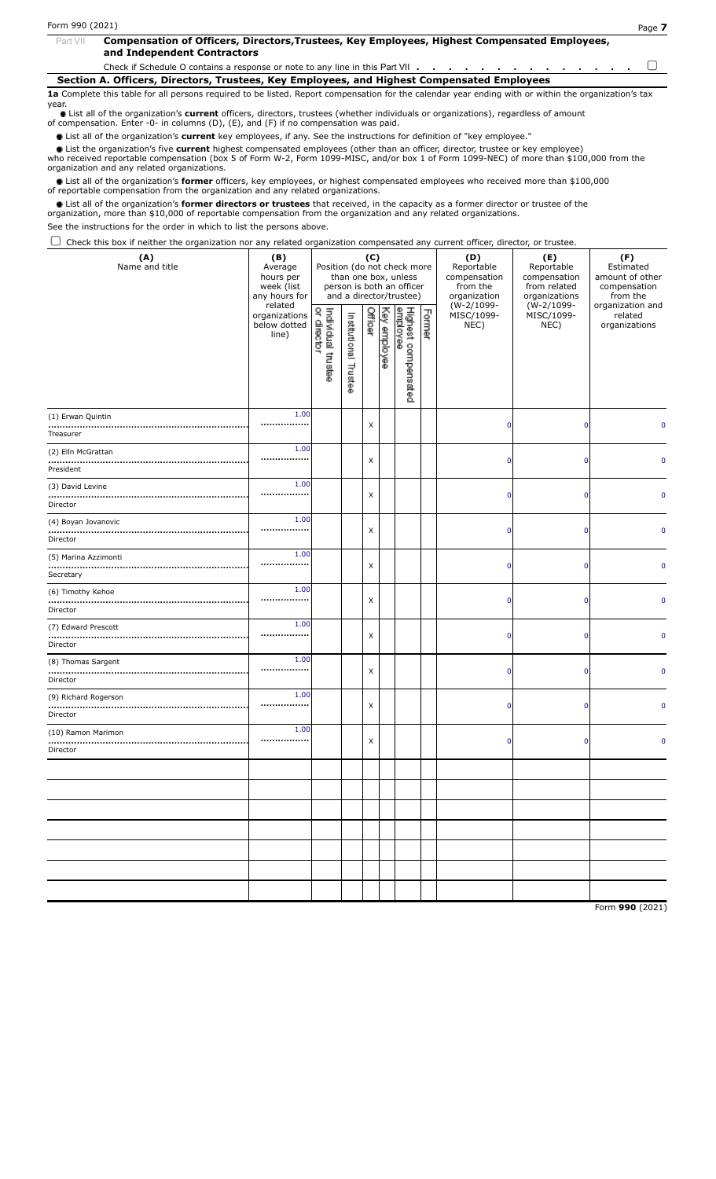Part VII **Compensation of Officers, Directors,Trustees, Key Employees, Highest Compensated Employees, and Independent Contractors**

Check if Schedule O contains a response or note to any line in this Part VII . . . . . . . . . . . . . . ☐

**Section A. Officers, Directors, Trustees, Key Employees, and Highest Compensated Employees**

**1a** Complete this table for all persons required to be listed. Report compensation for the calendar year ending with or within the organization's tax year.

- List all of the organization's **current** officers, directors, trustees (whether individuals or organizations), regardless of amount of compensation. Enter -0- in columns (D), (E), and (F) if no compensation was paid.
- List all of the organization's **current** key employees, if any. See the instructions for definition of "key employee."
- List the organization's five **current** highest compensated employees (other than an officer, director, trustee or key employee) who received reportable compensation (box 5 of Form W-2, Form 1099-MISC, and/or box 1 of Form 1099-NEC) of more than $100,000 from the organization and any related organizations.
- List all of the organization's **former** officers, key employees, or highest compensated employees who received more than $100,000 of reportable compensation from the organization and any related organizations.
- List all of the organization's **former directors or trustees** that received, in the capacity as a former director or trustee of the organization, more than $10,000 of reportable compensation from the organization and any related organizations.

See the instructions for the order in which to list the persons above.

☐ Check this box if neither the organization nor any related organization compensated any current officer, director, or trustee.

| (A) Name and title | (B) Average hours per week (list any hours for related organizations below dotted line) | (C) Position (do not check more than one box, unless person is both an officer and a director/trustee) | | | | | | (D) Reportable compensation from the organization (W-2/1099-MISC/1099-NEC) | (E) Reportable compensation from related organizations (W-2/1099-MISC/1099-NEC) | (F) Estimated amount of other compensation from the organization and related organizations |
|---|---|---|---|---|---|---|---|---|---|---|
| | | Individual trustee or director | Institutional Trustee | Officer | Key employee | Highest compensated employee | Former | | | |
| (1) Erwan Quintin<br>Treasurer | 1.00 | | | X | | | | 0 | 0 | 0 |
| (2) Elln McGrattan<br>President | 1.00 | | | X | | | | 0 | 0 | 0 |
| (3) David Levine<br>Director | 1.00 | | | X | | | | 0 | 0 | 0 |
| (4) Boyan Jovanovic<br>Director | 1.00 | | | X | | | | 0 | 0 | 0 |
| (5) Marina Azzimonti<br>Secretary | 1.00 | | | X | | | | 0 | 0 | 0 |
| (6) Timothy Kehoe<br>Director | 1.00 | | | X | | | | 0 | 0 | 0 |
| (7) Edward Prescott<br>Director | 1.00 | | | X | | | | 0 | 0 | 0 |
| (8) Thomas Sargent<br>Director | 1.00 | | | X | | | | 0 | 0 | 0 |
| (9) Richard Rogerson<br>Director | 1.00 | | | X | | | | 0 | 0 | 0 |
| (10) Ramon Marimon<br>Director | 1.00 | | | X | | | | 0 | 0 | 0 |

Form **990** (2021)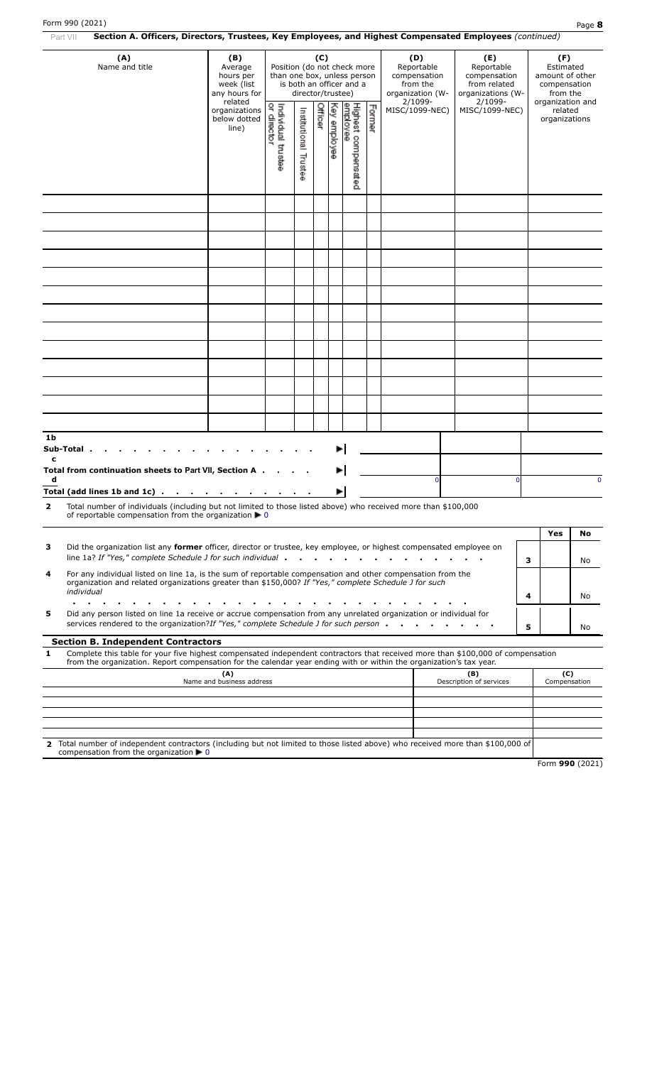Part VII **Section A. Officers, Directors, Trustees, Key Employees, and Highest Compensated Employees** *(continued)*

| (A) Name and title | (B) Average hours per week (list any hours for related organizations below dotted line) | (C) Position (do not check more than one box, unless person is both an officer and a director/trustee) | | | | | | (D) Reportable compensation from the organization (W-2/1099-MISC/1099-NEC) | (E) Reportable compensation from related organizations (W-2/1099-MISC/1099-NEC) | (F) Estimated amount of other compensation from the organization and related organizations |
|---|---|---|---|---|---|---|---|---|---|---|
| | | Individual trustee or director | Institutional Trustee | Officer | Key employee | Highest compensated employee | Former | | | |
| | | | | | | | | | | |
| | | | | | | | | | | |
| | | | | | | | | | | |
| | | | | | | | | | | |
| | | | | | | | | | | |
| | | | | | | | | | | |
| | | | | | | | | | | |
| | | | | | | | | | | |
| | | | | | | | | | | |
| | | | | | | | | | | |
| | | | | | | | | | | |
| | | | | | | | | | | |
| | | | | | | | | | | |
| **1b Sub-Total** ▶ | | | | | | | | | | |
| **c Total from continuation sheets to Part VII, Section A** ▶ | | | | | | | | | | |
| **d Total (add lines 1b and 1c)** ▶ | | | | | | | | 0 | 0 | 0 |

**2** Total number of individuals (including but not limited to those listed above) who received more than $100,000 of reportable compensation from the organization ▶ 0

| | | | Yes | No |
|---|---|---|---|---|
| **3** | Did the organization list any **former** officer, director or trustee, key employee, or highest compensated employee on line 1a? *If "Yes," complete Schedule J for such individual* | 3 | | No |
| **4** | For any individual listed on line 1a, is the sum of reportable compensation and other compensation from the organization and related organizations greater than $150,000? *If "Yes," complete Schedule J for such individual* | 4 | | No |
| **5** | Did any person listed on line 1a receive or accrue compensation from any unrelated organization or individual for services rendered to the organization?*If "Yes," complete Schedule J for such person* | 5 | | No |

**Section B. Independent Contractors**

**1** Complete this table for your five highest compensated independent contractors that received more than $100,000 of compensation from the organization. Report compensation for the calendar year ending with or within the organization's tax year.

| (A) Name and business address | (B) Description of services | (C) Compensation |
|---|---|---|
| | | |
| | | |
| | | |
| | | |
| | | |

**2** Total number of independent contractors (including but not limited to those listed above) who received more than $100,000 of compensation from the organization ▶ 0

Form **990** (2021)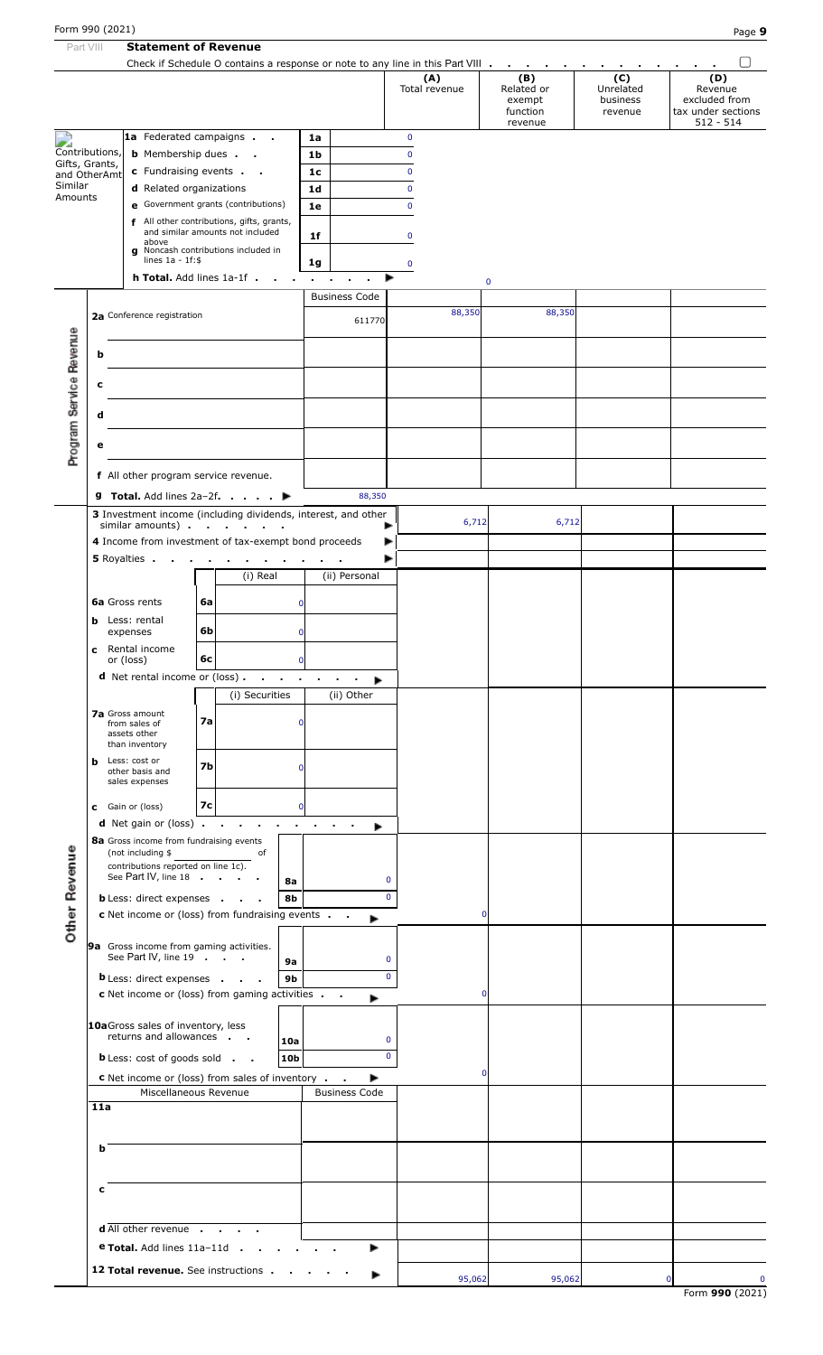Form 990 (2021)

## Part VIII Statement of Revenue

Check if Schedule O contains a response or note to any line in this Part VIII . . . . . . . . . . . . . ☐

| | | | (A) Total revenue | (B) Related or exempt function revenue | (C) Unrelated business revenue | (D) Revenue excluded from tax under sections 512 - 514 |
|---|---|---|---|---|---|---|
| **Contributions, Gifts, Grants, and OtherAmt Similar Amounts** | **1a** Federated campaigns . . | 1a 0 | | | | |
| | **b** Membership dues . . | 1b 0 | | | | |
| | **c** Fundraising events . . | 1c 0 | | | | |
| | **d** Related organizations | 1d 0 | | | | |
| | **e** Government grants (contributions) | 1e 0 | | | | |
| | **f** All other contributions, gifts, grants, and similar amounts not included above | 1f 0 | | | | |
| | **g** Noncash contributions included in lines 1a - 1f:$ | 1g 0 | | | | |
| | **h Total.** Add lines 1a-1f . . . . . . . ▶ | | 0 | | | |
| **Program Service Revenue** | | Business Code | | | | |
| | **2a** Conference registration | 611770 | 88,350 | 88,350 | | |
| | **b** | | | | | |
| | **c** | | | | | |
| | **d** | | | | | |
| | **e** | | | | | |
| | **f** All other program service revenue. | | | | | |
| | **g Total.** Add lines 2a–2f. . . . . ▶ | | 88,350 | | | |
| **Other Revenue** | **3** Investment income (including dividends, interest, and other similar amounts) . . . . . . ▶ | | 6,712 | 6,712 | | |
| | **4** Income from investment of tax-exempt bond proceeds ▶ | | | | | |
| | **5** Royalties . . . . . . . . . . ▶ | | | | | |
| | | (i) Real / (ii) Personal | | | | |
| | **6a** Gross rents 6a | 0 | | | | |
| | **b** Less: rental expenses 6b | 0 | | | | |
| | **c** Rental income or (loss) 6c | 0 | | | | |
| | **d** Net rental income or (loss) . . . . . . . ▶ | | | | | |
| | | (i) Securities / (ii) Other | | | | |
| | **7a** Gross amount from sales of assets other than inventory 7a | 0 | | | | |
| | **b** Less: cost or other basis and sales expenses 7b | 0 | | | | |
| | **c** Gain or (loss) 7c | 0 | | | | |
| | **d** Net gain or (loss) . . . . . . . . . . ▶ | | | | | |
| | **8a** Gross income from fundraising events (not including $ of contributions reported on line 1c). See Part IV, line 18 . . . . | 8a 0 | | | | |
| | **b** Less: direct expenses . . . | 8b 0 | | | | |
| | **c** Net income or (loss) from fundraising events . . ▶ | | 0 | | | |
| | **9a** Gross income from gaming activities. See Part IV, line 19 . . . | 9a 0 | | | | |
| | **b** Less: direct expenses . . . | 9b 0 | | | | |
| | **c** Net income or (loss) from gaming activities . . ▶ | | 0 | | | |
| | **10a** Gross sales of inventory, less returns and allowances . . | 10a 0 | | | | |
| | **b** Less: cost of goods sold . . | 10b 0 | | | | |
| | **c** Net income or (loss) from sales of inventory . . ▶ | | 0 | | | |
| | Miscellaneous Revenue | Business Code | | | | |
| | **11a** | | | | | |
| | **b** | | | | | |
| | **c** | | | | | |
| | **d** All other revenue . . . . . | | | | | |
| | **e Total.** Add lines 11a–11d . . . . . . ▶ | | | | | |
| | **12 Total revenue.** See instructions . . . . . ▶ | | 95,062 | 95,062 | 0 | 0 |

Form **990** (2021)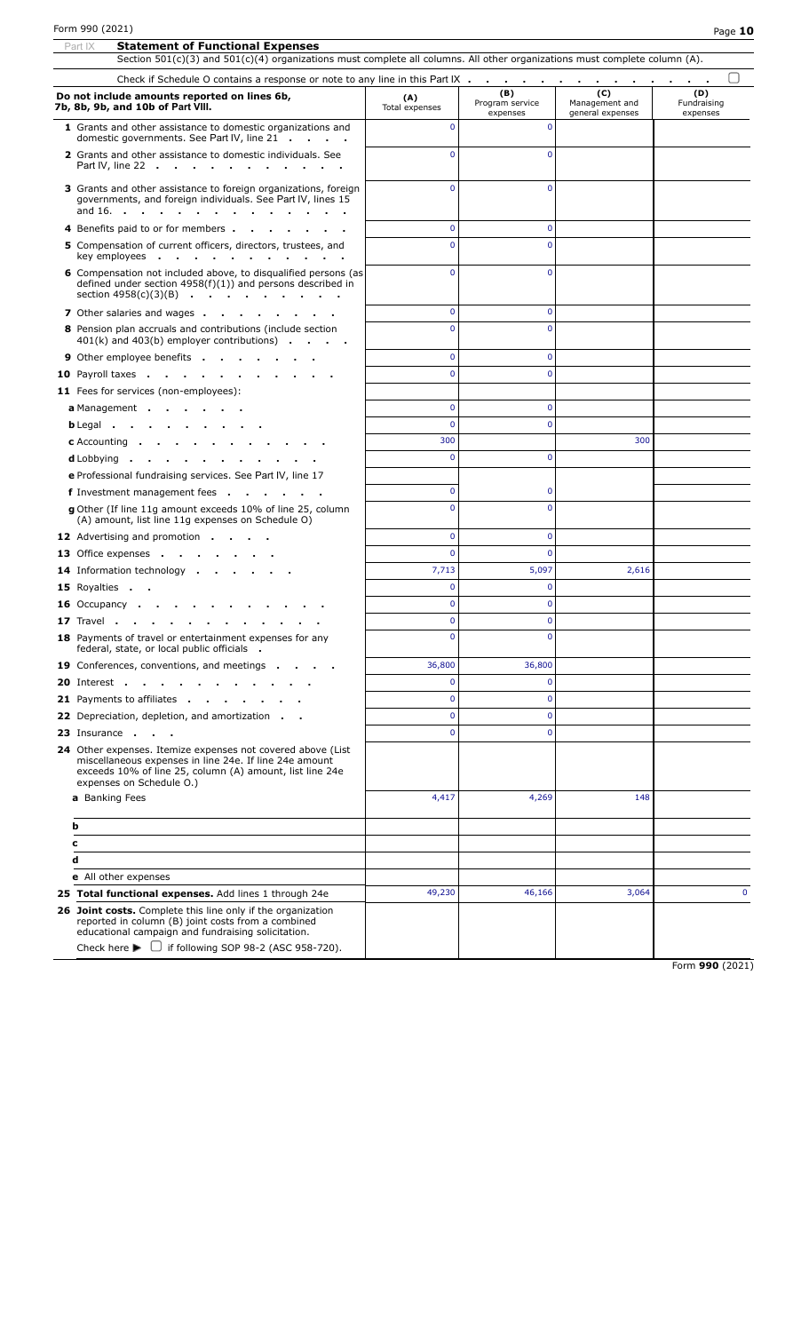Form 990 (2021) Page **10**

**Part IX Statement of Functional Expenses**

Section 501(c)(3) and 501(c)(4) organizations must complete all columns. All other organizations must complete column (A).

Check if Schedule O contains a response or note to any line in this Part IX . . . . . . . . . . . . . ☐

| Do not include amounts reported on lines 6b, 7b, 8b, 9b, and 10b of Part VIII. | (A) Total expenses | (B) Program service expenses | (C) Management and general expenses | (D) Fundraising expenses |
|---|---|---|---|---|
| **1** Grants and other assistance to domestic organizations and domestic governments. See Part IV, line 21 | 0 | 0 | | |
| **2** Grants and other assistance to domestic individuals. See Part IV, line 22 | 0 | 0 | | |
| **3** Grants and other assistance to foreign organizations, foreign governments, and foreign individuals. See Part IV, lines 15 and 16. | 0 | 0 | | |
| **4** Benefits paid to or for members | 0 | 0 | | |
| **5** Compensation of current officers, directors, trustees, and key employees | 0 | 0 | | |
| **6** Compensation not included above, to disqualified persons (as defined under section 4958(f)(1)) and persons described in section 4958(c)(3)(B) | 0 | 0 | | |
| **7** Other salaries and wages | 0 | 0 | | |
| **8** Pension plan accruals and contributions (include section 401(k) and 403(b) employer contributions) | 0 | 0 | | |
| **9** Other employee benefits | 0 | 0 | | |
| **10** Payroll taxes | 0 | 0 | | |
| **11** Fees for services (non-employees): | | | | |
| **a** Management | 0 | 0 | | |
| **b** Legal | 0 | 0 | | |
| **c** Accounting | 300 | | 300 | |
| **d** Lobbying | 0 | 0 | | |
| **e** Professional fundraising services. See Part IV, line 17 | | | | |
| **f** Investment management fees | 0 | 0 | | |
| **g** Other (If line 11g amount exceeds 10% of line 25, column (A) amount, list line 11g expenses on Schedule O) | 0 | 0 | | |
| **12** Advertising and promotion | 0 | 0 | | |
| **13** Office expenses | 0 | 0 | | |
| **14** Information technology | 7,713 | 5,097 | 2,616 | |
| **15** Royalties | 0 | 0 | | |
| **16** Occupancy | 0 | 0 | | |
| **17** Travel | 0 | 0 | | |
| **18** Payments of travel or entertainment expenses for any federal, state, or local public officials | 0 | 0 | | |
| **19** Conferences, conventions, and meetings | 36,800 | 36,800 | | |
| **20** Interest | 0 | 0 | | |
| **21** Payments to affiliates | 0 | 0 | | |
| **22** Depreciation, depletion, and amortization | 0 | 0 | | |
| **23** Insurance | 0 | 0 | | |
| **24** Other expenses. Itemize expenses not covered above (List miscellaneous expenses in line 24e. If line 24e amount exceeds 10% of line 25, column (A) amount, list line 24e expenses on Schedule O.) | | | | |
| **a** Banking Fees | 4,417 | 4,269 | 148 | |
| **b** | | | | |
| **c** | | | | |
| **d** | | | | |
| **e** All other expenses | | | | |
| **25 Total functional expenses.** Add lines 1 through 24e | 49,230 | 46,166 | 3,064 | 0 |
| **26 Joint costs.** Complete this line only if the organization reported in column (B) joint costs from a combined educational campaign and fundraising solicitation. Check here ▶ ☐ if following SOP 98-2 (ASC 958-720). | | | | |

Form **990** (2021)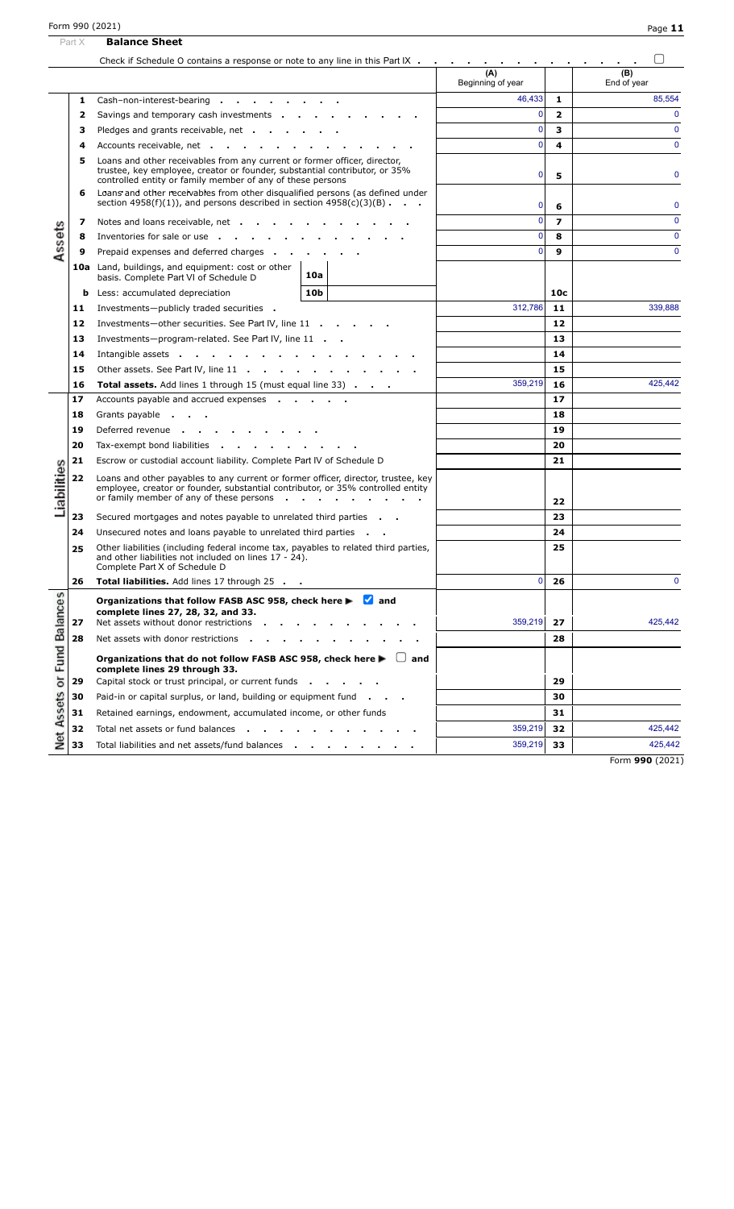Form 990 (2021)

## Part X **Balance Sheet**

Check if Schedule O contains a response or note to any line in this Part IX . . . . . . . . . . . . . . ☐

| | | | (A) Beginning of year | | (B) End of year |
|---|---|---|---|---|---|
| **Assets** | 1 | Cash–non-interest-bearing | 46,433 | 1 | 85,554 |
| | 2 | Savings and temporary cash investments | 0 | 2 | 0 |
| | 3 | Pledges and grants receivable, net | 0 | 3 | 0 |
| | 4 | Accounts receivable, net | 0 | 4 | 0 |
| | 5 | Loans and other receivables from any current or former officer, director, trustee, key employee, creator or founder, substantial contributor, or 35% controlled entity or family member of any of these persons | 0 | 5 | 0 |
| | 6 | Loans and other receivables from other disqualified persons (as defined under section 4958(f)(1)), and persons described in section 4958(c)(3)(B) | 0 | 6 | 0 |
| | 7 | Notes and loans receivable, net | 0 | 7 | 0 |
| | 8 | Inventories for sale or use | 0 | 8 | 0 |
| | 9 | Prepaid expenses and deferred charges | 0 | 9 | 0 |
| | 10a | Land, buildings, and equipment: cost or other basis. Complete Part VI of Schedule D — 10a | | | |
| | b | Less: accumulated depreciation — 10b | | 10c | |
| | 11 | Investments—publicly traded securities | 312,786 | 11 | 339,888 |
| | 12 | Investments—other securities. See Part IV, line 11 | | 12 | |
| | 13 | Investments—program-related. See Part IV, line 11 | | 13 | |
| | 14 | Intangible assets | | 14 | |
| | 15 | Other assets. See Part IV, line 11 | | 15 | |
| | 16 | **Total assets.** Add lines 1 through 15 (must equal line 33) | 359,219 | 16 | 425,442 |
| **Liabilities** | 17 | Accounts payable and accrued expenses | | 17 | |
| | 18 | Grants payable | | 18 | |
| | 19 | Deferred revenue | | 19 | |
| | 20 | Tax-exempt bond liabilities | | 20 | |
| | 21 | Escrow or custodial account liability. Complete Part IV of Schedule D | | 21 | |
| | 22 | Loans and other payables to any current or former officer, director, trustee, key employee, creator or founder, substantial contributor, or 35% controlled entity or family member of any of these persons | | 22 | |
| | 23 | Secured mortgages and notes payable to unrelated third parties | | 23 | |
| | 24 | Unsecured notes and loans payable to unrelated third parties | | 24 | |
| | 25 | Other liabilities (including federal income tax, payables to related third parties, and other liabilities not included on lines 17 - 24). Complete Part X of Schedule D | | 25 | |
| | 26 | **Total liabilities.** Add lines 17 through 25 | 0 | 26 | 0 |
| **Net Assets or Fund Balances** | | **Organizations that follow FASB ASC 958, check here ▶ ☑ and complete lines 27, 28, 32, and 33.** | | | |
| | 27 | Net assets without donor restrictions | 359,219 | 27 | 425,442 |
| | 28 | Net assets with donor restrictions | | 28 | |
| | | **Organizations that do not follow FASB ASC 958, check here ▶ ☐ and complete lines 29 through 33.** | | | |
| | 29 | Capital stock or trust principal, or current funds | | 29 | |
| | 30 | Paid-in or capital surplus, or land, building or equipment fund | | 30 | |
| | 31 | Retained earnings, endowment, accumulated income, or other funds | | 31 | |
| | 32 | Total net assets or fund balances | 359,219 | 32 | 425,442 |
| | 33 | Total liabilities and net assets/fund balances | 359,219 | 33 | 425,442 |

Form **990** (2021)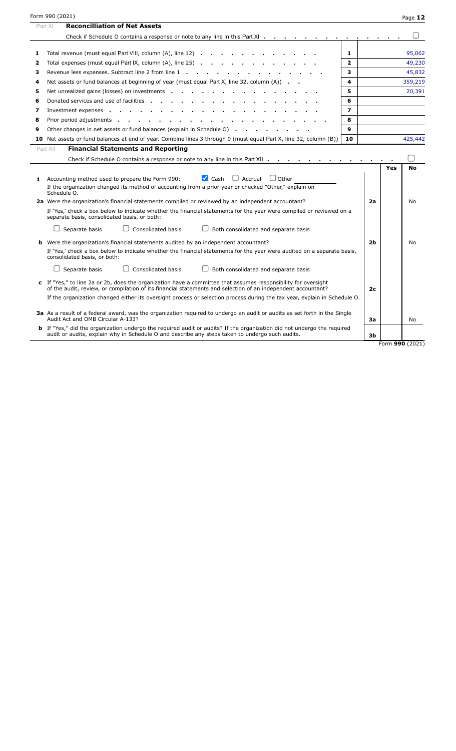Form 990 (2021)

## Part XI Reconcilliation of Net Assets

Check if Schedule O contains a response or note to any line in this Part XI . . . . . . . . . . . . . ☐

| | | | |
|---|---|---|---|
| 1 | Total revenue (must equal Part VIII, column (A), line 12) | 1 | 95,062 |
| 2 | Total expenses (must equal Part IX, column (A), line 25) | 2 | 49,230 |
| 3 | Revenue less expenses. Subtract line 2 from line 1 | 3 | 45,832 |
| 4 | Net assets or fund balances at beginning of year (must equal Part X, line 32, column (A)) | 4 | 359,219 |
| 5 | Net unrealized gains (losses) on investments | 5 | 20,391 |
| 6 | Donated services and use of facilities | 6 | |
| 7 | Investment expenses | 7 | |
| 8 | Prior period adjustments | 8 | |
| 9 | Other changes in net assets or fund balances (explain in Schedule O) | 9 | |
| 10 | Net assets or fund balances at end of year. Combine lines 3 through 9 (must equal Part X, line 32, column (B)) | 10 | 425,442 |

## Part XII Financial Statements and Reporting

Check if Schedule O contains a response or note to any line in this Part XII . . . . . . . . . . . . ☐

| | | | Yes | No |
|---|---|---|---|---|
| **1** | Accounting method used to prepare the Form 990: ☑ Cash ☐ Accrual ☐ Other<br>If the organization changed its method of accounting from a prior year or checked "Other," explain on Schedule O. | | | |
| **2a** | Were the organization's financial statements compiled or reviewed by an independent accountant?<br>If 'Yes,' check a box below to indicate whether the financial statements for the year were compiled or reviewed on a separate basis, consolidated basis, or both:<br>☐ Separate basis ☐ Consolidated basis ☐ Both consolidated and separate basis | 2a | | No |
| **b** | Were the organization's financial statements audited by an independent accountant?<br>If 'Yes,' check a box below to indicate whether the financial statements for the year were audited on a separate basis, consolidated basis, or both:<br>☐ Separate basis ☐ Consolidated basis ☐ Both consolidated and separate basis | 2b | | No |
| **c** | If "Yes," to line 2a or 2b, does the organization have a committee that assumes responsibility for oversight of the audit, review, or compilation of its financial statements and selection of an independent accountant?<br>If the organization changed either its oversight process or selection process during the tax year, explain in Schedule O. | 2c | | |
| **3a** | As a result of a federal award, was the organization required to undergo an audit or audits as set forth in the Single Audit Act and OMB Circular A-133? | 3a | | No |
| **b** | If "Yes," did the organization undergo the required audit or audits? If the organization did not undergo the required audit or audits, explain why in Schedule O and describe any steps taken to undergo such audits. | 3b | | |

Form **990** (2021)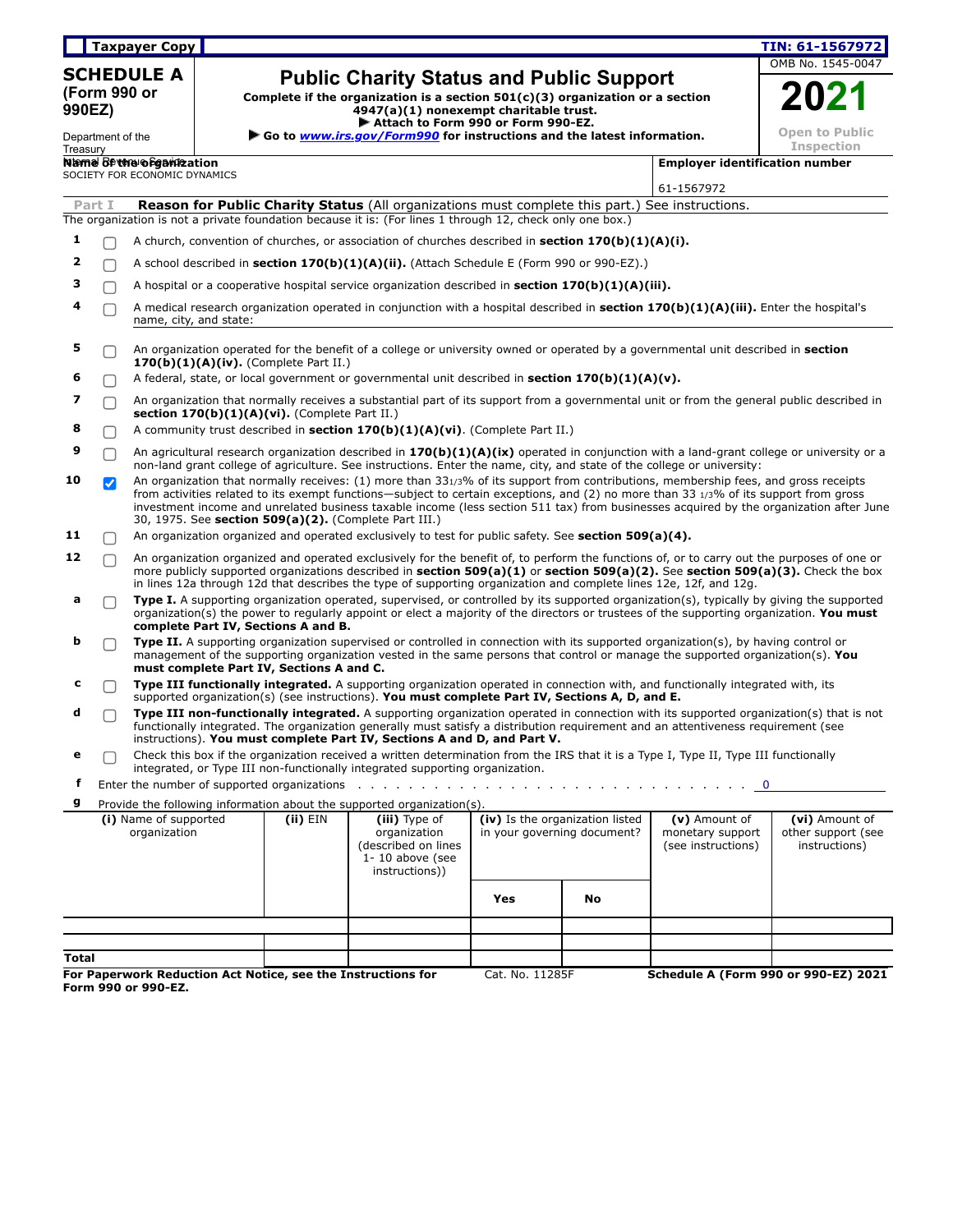Taxpayer Copy | TIN: 61-1567972

**SCHEDULE A (Form 990 or 990EZ)**

Department of the Treasury
Internal Revenue Service

# Public Charity Status and Public Support

**Complete if the organization is a section 501(c)(3) organization or a section 4947(a)(1) nonexempt charitable trust.**
**▶ Attach to Form 990 or Form 990-EZ.**
**▶ Go to *www.irs.gov/Form990* for instructions and the latest information.**

OMB No. 1545-0047

**2021**

**Open to Public Inspection**

**Name of the organization**
SOCIETY FOR ECONOMIC DYNAMICS

**Employer identification number**
61-1567972

## Part I Reason for Public Charity Status (All organizations must complete this part.) See instructions.

The organization is not a private foundation because it is: (For lines 1 through 12, check only one box.)

1. ☐ A church, convention of churches, or association of churches described in **section 170(b)(1)(A)(i).**
2. ☐ A school described in **section 170(b)(1)(A)(ii).** (Attach Schedule E (Form 990 or 990-EZ).)
3. ☐ A hospital or a cooperative hospital service organization described in **section 170(b)(1)(A)(iii).**
4. ☐ A medical research organization operated in conjunction with a hospital described in **section 170(b)(1)(A)(iii).** Enter the hospital's name, city, and state:
5. ☐ An organization operated for the benefit of a college or university owned or operated by a governmental unit described in **section 170(b)(1)(A)(iv).** (Complete Part II.)
6. ☐ A federal, state, or local government or governmental unit described in **section 170(b)(1)(A)(v).**
7. ☐ An organization that normally receives a substantial part of its support from a governmental unit or from the general public described in **section 170(b)(1)(A)(vi).** (Complete Part II.)
8. ☐ A community trust described in **section 170(b)(1)(A)(vi)**. (Complete Part II.)
9. ☐ An agricultural research organization described in **170(b)(1)(A)(ix)** operated in conjunction with a land-grant college or university or a non-land grant college of agriculture. See instructions. Enter the name, city, and state of the college or university:
10. ☑ An organization that normally receives: (1) more than 33 1/3% of its support from contributions, membership fees, and gross receipts from activities related to its exempt functions—subject to certain exceptions, and (2) no more than 33 1/3% of its support from gross investment income and unrelated business taxable income (less section 511 tax) from businesses acquired by the organization after June 30, 1975. See **section 509(a)(2).** (Complete Part III.)
11. ☐ An organization organized and operated exclusively to test for public safety. See **section 509(a)(4).**
12. ☐ An organization organized and operated exclusively for the benefit of, to perform the functions of, or to carry out the purposes of one or more publicly supported organizations described in **section 509(a)(1)** or **section 509(a)(2).** See **section 509(a)(3).** Check the box in lines 12a through 12d that describes the type of supporting organization and complete lines 12e, 12f, and 12g.

- **a** ☐ **Type I.** A supporting organization operated, supervised, or controlled by its supported organization(s), typically by giving the supported organization(s) the power to regularly appoint or elect a majority of the directors or trustees of the supporting organization. **You must complete Part IV, Sections A and B.**
- **b** ☐ **Type II.** A supporting organization supervised or controlled in connection with its supported organization(s), by having control or management of the supporting organization vested in the same persons that control or manage the supported organization(s). **You must complete Part IV, Sections A and C.**
- **c** ☐ **Type III functionally integrated.** A supporting organization operated in connection with, and functionally integrated with, its supported organization(s) (see instructions). **You must complete Part IV, Sections A, D, and E.**
- **d** ☐ **Type III non-functionally integrated.** A supporting organization operated in connection with its supported organization(s) that is not functionally integrated. The organization generally must satisfy a distribution requirement and an attentiveness requirement (see instructions). **You must complete Part IV, Sections A and D, and Part V.**
- **e** ☐ Check this box if the organization received a written determination from the IRS that it is a Type I, Type II, Type III functionally integrated, or Type III non-functionally integrated supporting organization.
- **f** Enter the number of supported organizations . . . . . . . . . . 0
- **g** Provide the following information about the supported organization(s).

| (i) Name of supported organization | (ii) EIN | (iii) Type of organization (described on lines 1- 10 above (see instructions)) | (iv) Is the organization listed in your governing document? | | (v) Amount of monetary support (see instructions) | (vi) Amount of other support (see instructions) |
|---|---|---|---|---|---|---|
| | | | Yes | No | | |
| | | | | | | |
| | | | | | | |
| **Total** | | | | | | |

**For Paperwork Reduction Act Notice, see the Instructions for Form 990 or 990-EZ.** Cat. No. 11285F **Schedule A (Form 990 or 990-EZ) 2021**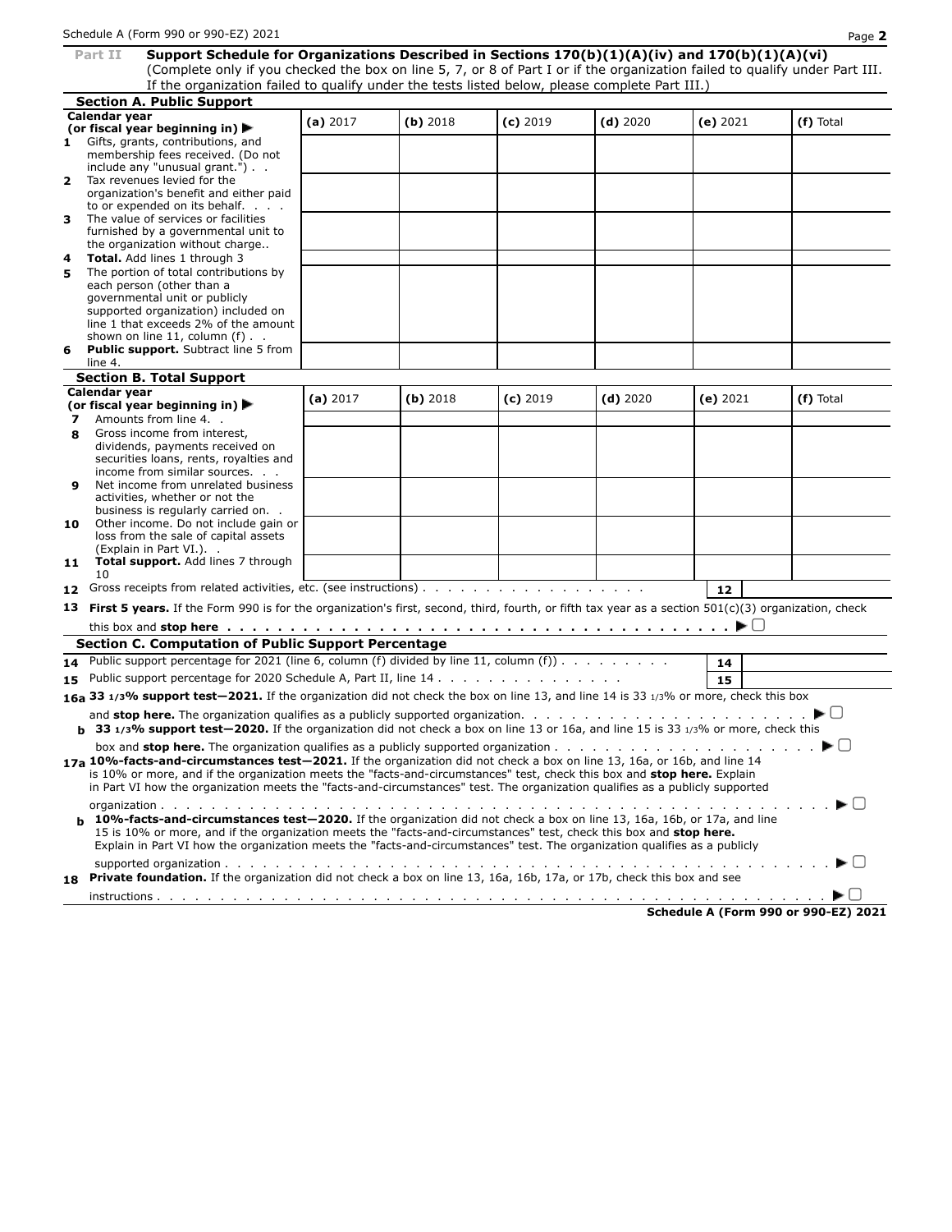## Part II Support Schedule for Organizations Described in Sections 170(b)(1)(A)(iv) and 170(b)(1)(A)(vi)

(Complete only if you checked the box on line 5, 7, or 8 of Part I or if the organization failed to qualify under Part III. If the organization failed to qualify under the tests listed below, please complete Part III.)

### Section A. Public Support

| Calendar year (or fiscal year beginning in) ▶ | (a) 2017 | (b) 2018 | (c) 2019 | (d) 2020 | (e) 2021 | (f) Total |
|---|---|---|---|---|---|---|
| **1** Gifts, grants, contributions, and membership fees received. (Do not include any "unusual grant.") | | | | | | |
| **2** Tax revenues levied for the organization's benefit and either paid to or expended on its behalf | | | | | | |
| **3** The value of services or facilities furnished by a governmental unit to the organization without charge | | | | | | |
| **4** **Total.** Add lines 1 through 3 | | | | | | |
| **5** The portion of total contributions by each person (other than a governmental unit or publicly supported organization) included on line 1 that exceeds 2% of the amount shown on line 11, column (f) | | | | | | |
| **6** **Public support.** Subtract line 5 from line 4. | | | | | | |

### Section B. Total Support

| Calendar year (or fiscal year beginning in) ▶ | (a) 2017 | (b) 2018 | (c) 2019 | (d) 2020 | (e) 2021 | (f) Total |
|---|---|---|---|---|---|---|
| **7** Amounts from line 4 | | | | | | |
| **8** Gross income from interest, dividends, payments received on securities loans, rents, royalties and income from similar sources | | | | | | |
| **9** Net income from unrelated business activities, whether or not the business is regularly carried on | | | | | | |
| **10** Other income. Do not include gain or loss from the sale of capital assets (Explain in Part VI.) | | | | | | |
| **11** **Total support.** Add lines 7 through 10 | | | | | | |

**12** Gross receipts from related activities, etc. (see instructions) . . . **12** ______

**13** **First 5 years.** If the Form 990 is for the organization's first, second, third, fourth, or fifth tax year as a section 501(c)(3) organization, check this box and **stop here** . . . ▶ ☐

### Section C. Computation of Public Support Percentage

**14** Public support percentage for 2021 (line 6, column (f) divided by line 11, column (f)) . . . **14** ______

**15** Public support percentage for 2020 Schedule A, Part II, line 14 . . . **15** ______

**16a** **33 1/3% support test—2021.** If the organization did not check the box on line 13, and line 14 is 33 1/3% or more, check this box and **stop here.** The organization qualifies as a publicly supported organization . . . ▶ ☐

**b** **33 1/3% support test—2020.** If the organization did not check a box on line 13 or 16a, and line 15 is 33 1/3% or more, check this box and **stop here.** The organization qualifies as a publicly supported organization . . . ▶ ☐

**17a** **10%-facts-and-circumstances test—2021.** If the organization did not check a box on line 13, 16a, or 16b, and line 14 is 10% or more, and if the organization meets the "facts-and-circumstances" test, check this box and **stop here.** Explain in Part VI how the organization meets the "facts-and-circumstances" test. The organization qualifies as a publicly supported organization . . . ▶ ☐

**b** **10%-facts-and-circumstances test—2020.** If the organization did not check a box on line 13, 16a, 16b, or 17a, and line 15 is 10% or more, and if the organization meets the "facts-and-circumstances" test, check this box and **stop here.** Explain in Part VI how the organization meets the "facts-and-circumstances" test. The organization qualifies as a publicly supported organization . . . ▶ ☐

**18** **Private foundation.** If the organization did not check a box on line 13, 16a, 16b, 17a, or 17b, check this box and see instructions . . . ▶ ☐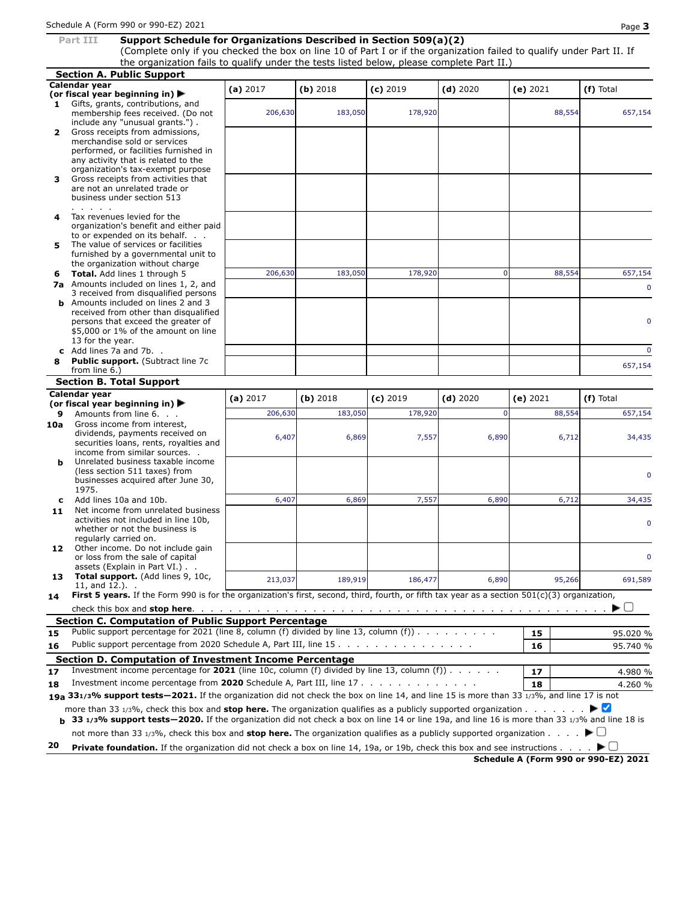## Part III Support Schedule for Organizations Described in Section 509(a)(2)

(Complete only if you checked the box on line 10 of Part I or if the organization failed to qualify under Part II. If the organization fails to qualify under the tests listed below, please complete Part II.)

### Section A. Public Support

| Calendar year (or fiscal year beginning in) ▶ | (a) 2017 | (b) 2018 | (c) 2019 | (d) 2020 | (e) 2021 | (f) Total |
|---|---|---|---|---|---|---|
| **1** Gifts, grants, contributions, and membership fees received. (Do not include any "unusual grants.") . | 206,630 | 183,050 | 178,920 | | 88,554 | 657,154 |
| **2** Gross receipts from admissions, merchandise sold or services performed, or facilities furnished in any activity that is related to the organization's tax-exempt purpose | | | | | | |
| **3** Gross receipts from activities that are not an unrelated trade or business under section 513 | | | | | | |
| **4** Tax revenues levied for the organization's benefit and either paid to or expended on its behalf. . . | | | | | | |
| **5** The value of services or facilities furnished by a governmental unit to the organization without charge | | | | | | |
| **6** **Total.** Add lines 1 through 5 | 206,630 | 183,050 | 178,920 | 0 | 88,554 | 657,154 |
| **7a** Amounts included on lines 1, 2, and 3 received from disqualified persons | | | | | | 0 |
| **b** Amounts included on lines 2 and 3 received from other than disqualified persons that exceed the greater of $5,000 or 1% of the amount on line 13 for the year. | | | | | | 0 |
| **c** Add lines 7a and 7b. . | | | | | | 0 |
| **8** **Public support.** (Subtract line 7c from line 6.) | | | | | | 657,154 |

### Section B. Total Support

| Calendar year (or fiscal year beginning in) ▶ | (a) 2017 | (b) 2018 | (c) 2019 | (d) 2020 | (e) 2021 | (f) Total |
|---|---|---|---|---|---|---|
| **9** Amounts from line 6. . . | 206,630 | 183,050 | 178,920 | 0 | 88,554 | 657,154 |
| **10a** Gross income from interest, dividends, payments received on securities loans, rents, royalties and income from similar sources. . | 6,407 | 6,869 | 7,557 | 6,890 | 6,712 | 34,435 |
| **b** Unrelated business taxable income (less section 511 taxes) from businesses acquired after June 30, 1975. | | | | | | 0 |
| **c** Add lines 10a and 10b. | 6,407 | 6,869 | 7,557 | 6,890 | 6,712 | 34,435 |
| **11** Net income from unrelated business activities not included in line 10b, whether or not the business is regularly carried on. | | | | | | 0 |
| **12** Other income. Do not include gain or loss from the sale of capital assets (Explain in Part VI.) . . | | | | | | 0 |
| **13** **Total support.** (Add lines 9, 10c, 11, and 12.). . | 213,037 | 189,919 | 186,477 | 6,890 | 95,266 | 691,589 |

**14** **First 5 years.** If the Form 990 is for the organization's first, second, third, fourth, or fifth tax year as a section 501(c)(3) organization, check this box and **stop here**. . . . . . . . . . ▶ ☐

### Section C. Computation of Public Support Percentage

| | | | |
|---|---|---|---|
| **15** | Public support percentage for 2021 (line 8, column (f) divided by line 13, column (f)) . . . . . . . . . | **15** | 95.020 % |
| **16** | Public support percentage from 2020 Schedule A, Part III, line 15 . . . . . . . . . . . . . . . | **16** | 95.740 % |

### Section D. Computation of Investment Income Percentage

| | | | |
|---|---|---|---|
| **17** | Investment income percentage for **2021** (line 10c, column (f) divided by line 13, column (f)) . . . . . . | **17** | 4.980 % |
| **18** | Investment income percentage from **2020** Schedule A, Part III, line 17 . . . . . . . . . . . . . | **18** | 4.260 % |

**19a** **33 1/3% support tests—2021.** If the organization did not check the box on line 14, and line 15 is more than 33 1/3%, and line 17 is not more than 33 1/3%, check this box and **stop here.** The organization qualifies as a publicly supported organization . . . . . . . ▶ ☑

**b** **33 1/3% support tests—2020.** If the organization did not check a box on line 14 or line 19a, and line 16 is more than 33 1/3% and line 18 is not more than 33 1/3%, check this box and **stop here.** The organization qualifies as a publicly supported organization . . . . ▶ ☐

**20** **Private foundation.** If the organization did not check a box on line 14, 19a, or 19b, check this box and see instructions . . . . ▶ ☐

**Schedule A (Form 990 or 990-EZ) 2021**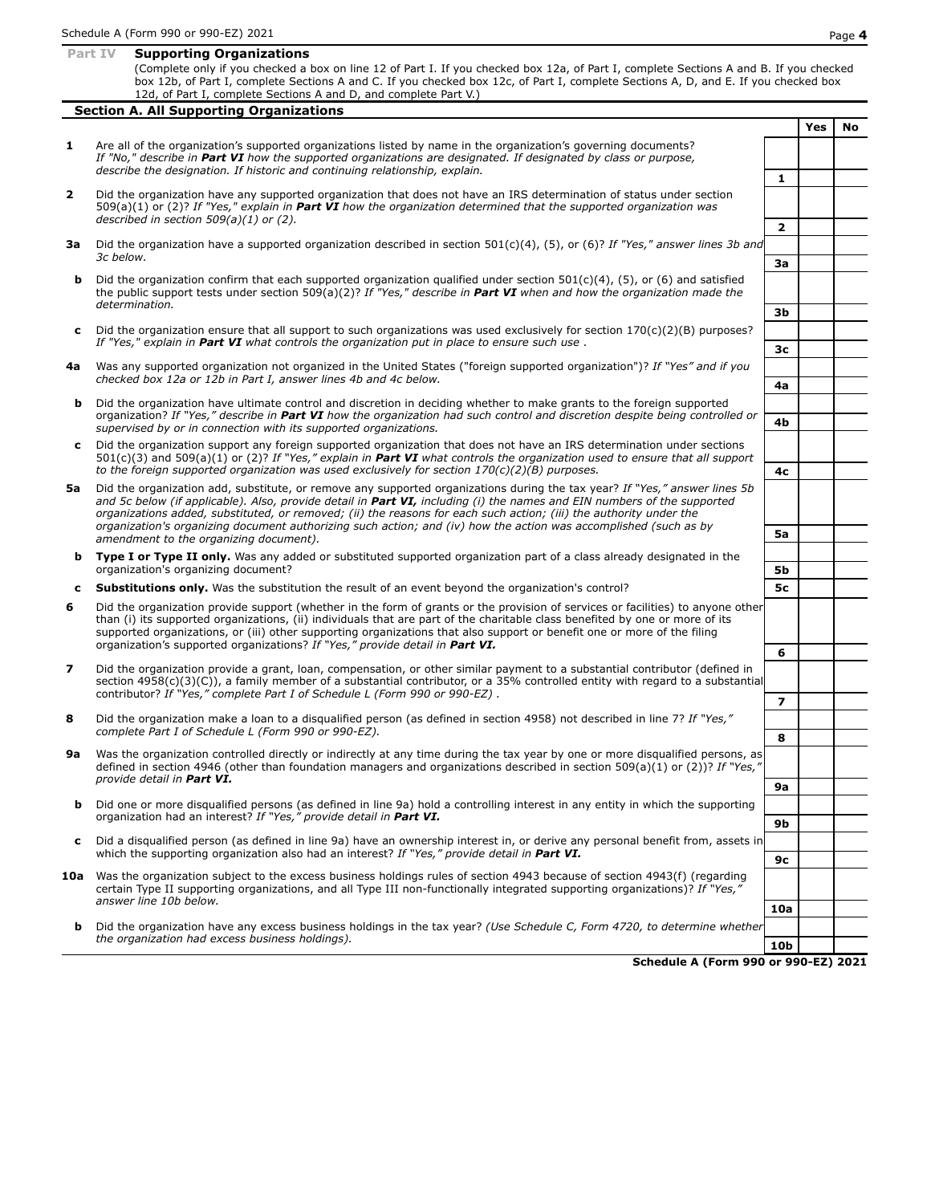## Part IV Supporting Organizations

(Complete only if you checked a box on line 12 of Part I. If you checked box 12a, of Part I, complete Sections A and B. If you checked box 12b, of Part I, complete Sections A and C. If you checked box 12c, of Part I, complete Sections A, D, and E. If you checked box 12d, of Part I, complete Sections A and D, and complete Part V.)

### Section A. All Supporting Organizations

| | | | Yes | No |
|---|---|---|---|---|
| **1** | Are all of the organization's supported organizations listed by name in the organization's governing documents? *If "No," describe in **Part VI** how the supported organizations are designated. If designated by class or purpose, describe the designation. If historic and continuing relationship, explain.* | 1 | | |
| **2** | Did the organization have any supported organization that does not have an IRS determination of status under section 509(a)(1) or (2)? *If "Yes," explain in **Part VI** how the organization determined that the supported organization was described in section 509(a)(1) or (2).* | 2 | | |
| **3a** | Did the organization have a supported organization described in section 501(c)(4), (5), or (6)? *If "Yes," answer lines 3b and 3c below.* | 3a | | |
| **b** | Did the organization confirm that each supported organization qualified under section 501(c)(4), (5), or (6) and satisfied the public support tests under section 509(a)(2)? *If "Yes," describe in **Part VI** when and how the organization made the determination.* | 3b | | |
| **c** | Did the organization ensure that all support to such organizations was used exclusively for section 170(c)(2)(B) purposes? *If "Yes," explain in **Part VI** what controls the organization put in place to ensure such use .* | 3c | | |
| **4a** | Was any supported organization not organized in the United States ("foreign supported organization")? *If "Yes" and if you checked box 12a or 12b in Part I, answer lines 4b and 4c below.* | 4a | | |
| **b** | Did the organization have ultimate control and discretion in deciding whether to make grants to the foreign supported organization? *If "Yes," describe in **Part VI** how the organization had such control and discretion despite being controlled or supervised by or in connection with its supported organizations.* | 4b | | |
| **c** | Did the organization support any foreign supported organization that does not have an IRS determination under sections 501(c)(3) and 509(a)(1) or (2)? *If "Yes," explain in **Part VI** what controls the organization used to ensure that all support to the foreign supported organization was used exclusively for section 170(c)(2)(B) purposes.* | 4c | | |
| **5a** | Did the organization add, substitute, or remove any supported organizations during the tax year? *If "Yes," answer lines 5b and 5c below (if applicable). Also, provide detail in **Part VI,** including (i) the names and EIN numbers of the supported organizations added, substituted, or removed; (ii) the reasons for each such action; (iii) the authority under the organization's organizing document authorizing such action; and (iv) how the action was accomplished (such as by amendment to the organizing document).* | 5a | | |
| **b** | **Type I or Type II only.** Was any added or substituted supported organization part of a class already designated in the organization's organizing document? | 5b | | |
| **c** | **Substitutions only.** Was the substitution the result of an event beyond the organization's control? | 5c | | |
| **6** | Did the organization provide support (whether in the form of grants or the provision of services or facilities) to anyone other than (i) its supported organizations, (ii) individuals that are part of the charitable class benefited by one or more of its supported organizations, or (iii) other supporting organizations that also support or benefit one or more of the filing organization's supported organizations? *If "Yes," provide detail in **Part VI.*** | 6 | | |
| **7** | Did the organization provide a grant, loan, compensation, or other similar payment to a substantial contributor (defined in section 4958(c)(3)(C)), a family member of a substantial contributor, or a 35% controlled entity with regard to a substantial contributor? *If "Yes," complete Part I of Schedule L (Form 990 or 990-EZ) .* | 7 | | |
| **8** | Did the organization make a loan to a disqualified person (as defined in section 4958) not described in line 7? *If "Yes," complete Part I of Schedule L (Form 990 or 990-EZ).* | 8 | | |
| **9a** | Was the organization controlled directly or indirectly at any time during the tax year by one or more disqualified persons, as defined in section 4946 (other than foundation managers and organizations described in section 509(a)(1) or (2))? *If "Yes," provide detail in **Part VI.*** | 9a | | |
| **b** | Did one or more disqualified persons (as defined in line 9a) hold a controlling interest in any entity in which the supporting organization had an interest? *If "Yes," provide detail in **Part VI.*** | 9b | | |
| **c** | Did a disqualified person (as defined in line 9a) have an ownership interest in, or derive any personal benefit from, assets in which the supporting organization also had an interest? *If "Yes," provide detail in **Part VI.*** | 9c | | |
| **10a** | Was the organization subject to the excess business holdings rules of section 4943 because of section 4943(f) (regarding certain Type II supporting organizations, and all Type III non-functionally integrated supporting organizations)? *If "Yes," answer line 10b below.* | 10a | | |
| **b** | Did the organization have any excess business holdings in the tax year? *(Use Schedule C, Form 4720, to determine whether the organization had excess business holdings).* | 10b | | |

**Schedule A (Form 990 or 990-EZ) 2021**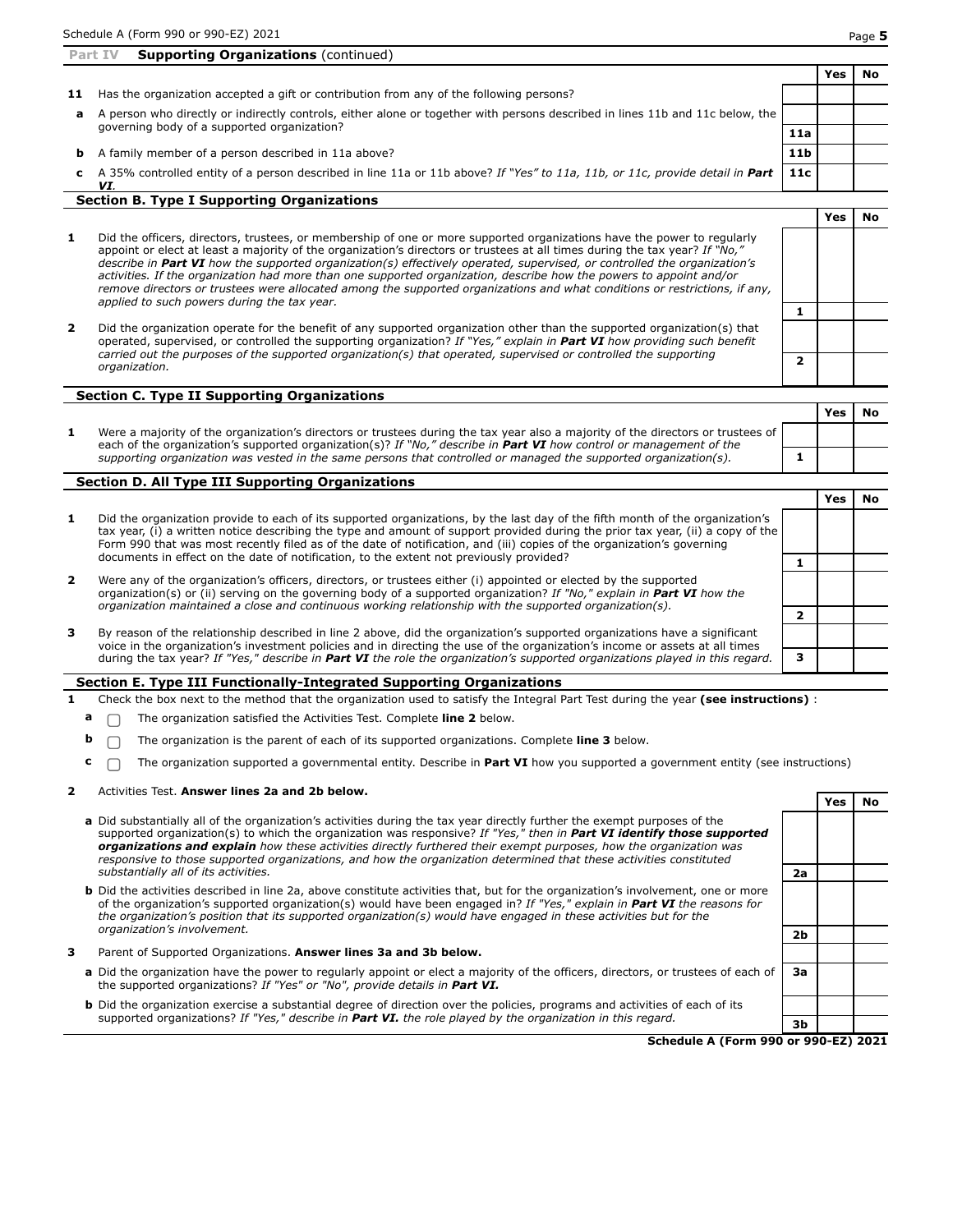## Part IV Supporting Organizations (continued)

| | | | Yes | No |
|---|---|---|---|---|
| **11** | Has the organization accepted a gift or contribution from any of the following persons? | | | |
| **a** | A person who directly or indirectly controls, either alone or together with persons described in lines 11b and 11c below, the governing body of a supported organization? | **11a** | | |
| **b** | A family member of a person described in 11a above? | **11b** | | |
| **c** | A 35% controlled entity of a person described in line 11a or 11b above? *If "Yes" to 11a, 11b, or 11c, provide detail in **Part VI**.* | **11c** | | |

### Section B. Type I Supporting Organizations

| | | | Yes | No |
|---|---|---|---|---|
| **1** | Did the officers, directors, trustees, or membership of one or more supported organizations have the power to regularly appoint or elect at least a majority of the organization's directors or trustees at all times during the tax year? *If "No," describe in **Part VI** how the supported organization(s) effectively operated, supervised, or controlled the organization's activities. If the organization had more than one supported organization, describe how the powers to appoint and/or remove directors or trustees were allocated among the supported organizations and what conditions or restrictions, if any, applied to such powers during the tax year.* | **1** | | |
| **2** | Did the organization operate for the benefit of any supported organization other than the supported organization(s) that operated, supervised, or controlled the supporting organization? *If "Yes," explain in **Part VI** how providing such benefit carried out the purposes of the supported organization(s) that operated, supervised or controlled the supporting organization.* | **2** | | |

### Section C. Type II Supporting Organizations

| | | | Yes | No |
|---|---|---|---|---|
| **1** | Were a majority of the organization's directors or trustees during the tax year also a majority of the directors or trustees of each of the organization's supported organization(s)? *If "No," describe in **Part VI** how control or management of the supporting organization was vested in the same persons that controlled or managed the supported organization(s).* | **1** | | |

### Section D. All Type III Supporting Organizations

| | | | Yes | No |
|---|---|---|---|---|
| **1** | Did the organization provide to each of its supported organizations, by the last day of the fifth month of the organization's tax year, (i) a written notice describing the type and amount of support provided during the prior tax year, (ii) a copy of the Form 990 that was most recently filed as of the date of notification, and (iii) copies of the organization's governing documents in effect on the date of notification, to the extent not previously provided? | **1** | | |
| **2** | Were any of the organization's officers, directors, or trustees either (i) appointed or elected by the supported organization(s) or (ii) serving on the governing body of a supported organization? *If "No," explain in **Part VI** how the organization maintained a close and continuous working relationship with the supported organization(s).* | **2** | | |
| **3** | By reason of the relationship described in line 2 above, did the organization's supported organizations have a significant voice in the organization's investment policies and in directing the use of the organization's income or assets at all times during the tax year? *If "Yes," describe in **Part VI** the role the organization's supported organizations played in this regard.* | **3** | | |

### Section E. Type III Functionally-Integrated Supporting Organizations

**1** Check the box next to the method that the organization used to satisfy the Integral Part Test during the year **(see instructions)** :

- **a** ☐ The organization satisfied the Activities Test. Complete **line 2** below.
- **b** ☐ The organization is the parent of each of its supported organizations. Complete **line 3** below.
- **c** ☐ The organization supported a governmental entity. Describe in **Part VI** how you supported a government entity (see instructions)

| | | | Yes | No |
|---|---|---|---|---|
| **2** | Activities Test. **Answer lines 2a and 2b below.** | | | |
| **a** | Did substantially all of the organization's activities during the tax year directly further the exempt purposes of the supported organization(s) to which the organization was responsive? *If "Yes," then in **Part VI identify those supported organizations and explain** how these activities directly furthered their exempt purposes, how the organization was responsive to those supported organizations, and how the organization determined that these activities constituted substantially all of its activities.* | **2a** | | |
| **b** | Did the activities described in line 2a, above constitute activities that, but for the organization's involvement, one or more of the organization's supported organization(s) would have been engaged in? *If "Yes," explain in **Part VI** the reasons for the organization's position that its supported organization(s) would have engaged in these activities but for the organization's involvement.* | **2b** | | |
| **3** | Parent of Supported Organizations. **Answer lines 3a and 3b below.** | | | |
| **a** | Did the organization have the power to regularly appoint or elect a majority of the officers, directors, or trustees of each of the supported organizations? *If "Yes" or "No", provide details in **Part VI.*** | **3a** | | |
| **b** | Did the organization exercise a substantial degree of direction over the policies, programs and activities of each of its supported organizations? *If "Yes," describe in **Part VI.** the role played by the organization in this regard.* | **3b** | | |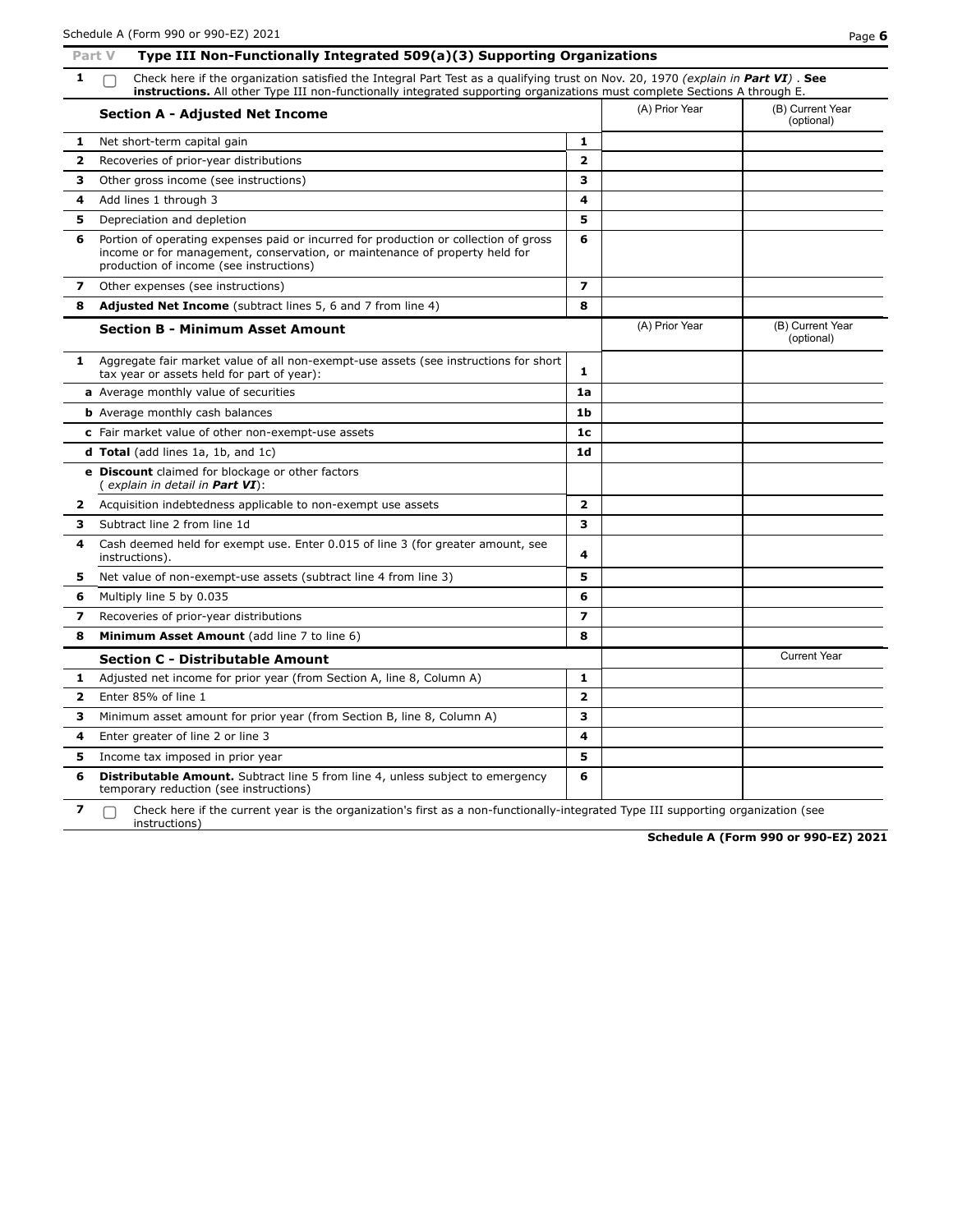## Part V Type III Non-Functionally Integrated 509(a)(3) Supporting Organizations

**1** ☐ Check here if the organization satisfied the Integral Part Test as a qualifying trust on Nov. 20, 1970 *(explain in **Part VI**)* . **See instructions.** All other Type III non-functionally integrated supporting organizations must complete Sections A through E.

| | **Section A - Adjusted Net Income** | | (A) Prior Year | (B) Current Year (optional) |
|---|---|---|---|---|
| **1** | Net short-term capital gain | **1** | | |
| **2** | Recoveries of prior-year distributions | **2** | | |
| **3** | Other gross income (see instructions) | **3** | | |
| **4** | Add lines 1 through 3 | **4** | | |
| **5** | Depreciation and depletion | **5** | | |
| **6** | Portion of operating expenses paid or incurred for production or collection of gross income or for management, conservation, or maintenance of property held for production of income (see instructions) | **6** | | |
| **7** | Other expenses (see instructions) | **7** | | |
| **8** | **Adjusted Net Income** (subtract lines 5, 6 and 7 from line 4) | **8** | | |

| | **Section B - Minimum Asset Amount** | | (A) Prior Year | (B) Current Year (optional) |
|---|---|---|---|---|
| **1** | Aggregate fair market value of all non-exempt-use assets (see instructions for short tax year or assets held for part of year): | **1** | | |
| | **a** Average monthly value of securities | **1a** | | |
| | **b** Average monthly cash balances | **1b** | | |
| | **c** Fair market value of other non-exempt-use assets | **1c** | | |
| | **d Total** (add lines 1a, 1b, and 1c) | **1d** | | |
| | **e Discount** claimed for blockage or other factors ( *explain in detail in **Part VI***): | | | |
| **2** | Acquisition indebtedness applicable to non-exempt use assets | **2** | | |
| **3** | Subtract line 2 from line 1d | **3** | | |
| **4** | Cash deemed held for exempt use. Enter 0.015 of line 3 (for greater amount, see instructions). | **4** | | |
| **5** | Net value of non-exempt-use assets (subtract line 4 from line 3) | **5** | | |
| **6** | Multiply line 5 by 0.035 | **6** | | |
| **7** | Recoveries of prior-year distributions | **7** | | |
| **8** | **Minimum Asset Amount** (add line 7 to line 6) | **8** | | |

| | **Section C - Distributable Amount** | | | Current Year |
|---|---|---|---|---|
| **1** | Adjusted net income for prior year (from Section A, line 8, Column A) | **1** | | |
| **2** | Enter 85% of line 1 | **2** | | |
| **3** | Minimum asset amount for prior year (from Section B, line 8, Column A) | **3** | | |
| **4** | Enter greater of line 2 or line 3 | **4** | | |
| **5** | Income tax imposed in prior year | **5** | | |
| **6** | **Distributable Amount.** Subtract line 5 from line 4, unless subject to emergency temporary reduction (see instructions) | **6** | | |

**7** ☐ Check here if the current year is the organization's first as a non-functionally-integrated Type III supporting organization (see instructions)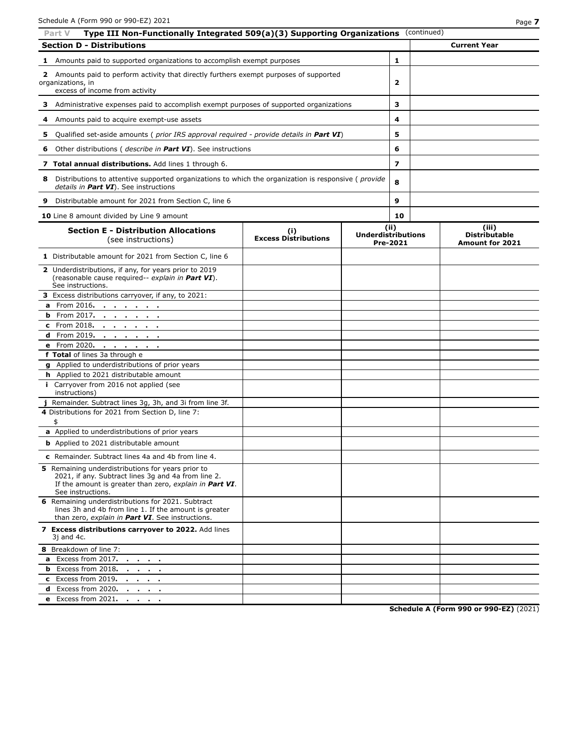## Part V Type III Non-Functionally Integrated 509(a)(3) Supporting Organizations (continued)

| Section D - Distributions | | Current Year |
|---|---|---|
| **1** Amounts paid to supported organizations to accomplish exempt purposes | 1 | |
| **2** Amounts paid to perform activity that directly furthers exempt purposes of supported organizations, in excess of income from activity | 2 | |
| **3** Administrative expenses paid to accomplish exempt purposes of supported organizations | 3 | |
| **4** Amounts paid to acquire exempt-use assets | 4 | |
| **5** Qualified set-aside amounts ( *prior IRS approval required - provide details in **Part VI***) | 5 | |
| **6** Other distributions ( *describe in **Part VI***). See instructions | 6 | |
| **7 Total annual distributions.** Add lines 1 through 6. | 7 | |
| **8** Distributions to attentive supported organizations to which the organization is responsive ( *provide details in **Part VI***). See instructions | 8 | |
| **9** Distributable amount for 2021 from Section C, line 6 | 9 | |
| **10** Line 8 amount divided by Line 9 amount | 10 | |

| **Section E - Distribution Allocations** (see instructions) | (i) Excess Distributions | (ii) Underdistributions Pre-2021 | (iii) Distributable Amount for 2021 |
|---|---|---|---|
| **1** Distributable amount for 2021 from Section C, line 6 | | | |
| **2** Underdistributions, if any, for years prior to 2019 (reasonable cause required-- *explain in **Part VI***). See instructions. | | | |
| **3** Excess distributions carryover, if any, to 2021: | | | |
| **a** From 2016. | | | |
| **b** From 2017. | | | |
| **c** From 2018. | | | |
| **d** From 2019. | | | |
| **e** From 2020. | | | |
| **f Total** of lines 3a through e | | | |
| **g** Applied to underdistributions of prior years | | | |
| **h** Applied to 2021 distributable amount | | | |
| **i** Carryover from 2016 not applied (see instructions) | | | |
| **j** Remainder. Subtract lines 3g, 3h, and 3i from line 3f. | | | |
| **4** Distributions for 2021 from Section D, line 7: $ | | | |
| **a** Applied to underdistributions of prior years | | | |
| **b** Applied to 2021 distributable amount | | | |
| **c** Remainder. Subtract lines 4a and 4b from line 4. | | | |
| **5** Remaining underdistributions for years prior to 2021, if any. Subtract lines 3g and 4a from line 2. If the amount is greater than zero, *explain in **Part VI***. See instructions. | | | |
| **6** Remaining underdistributions for 2021. Subtract lines 3h and 4b from line 1. If the amount is greater than zero, *explain in **Part VI***. See instructions. | | | |
| **7 Excess distributions carryover to 2022.** Add lines 3j and 4c. | | | |
| **8** Breakdown of line 7: | | | |
| **a** Excess from 2017. | | | |
| **b** Excess from 2018. | | | |
| **c** Excess from 2019. | | | |
| **d** Excess from 2020. | | | |
| **e** Excess from 2021. | | | |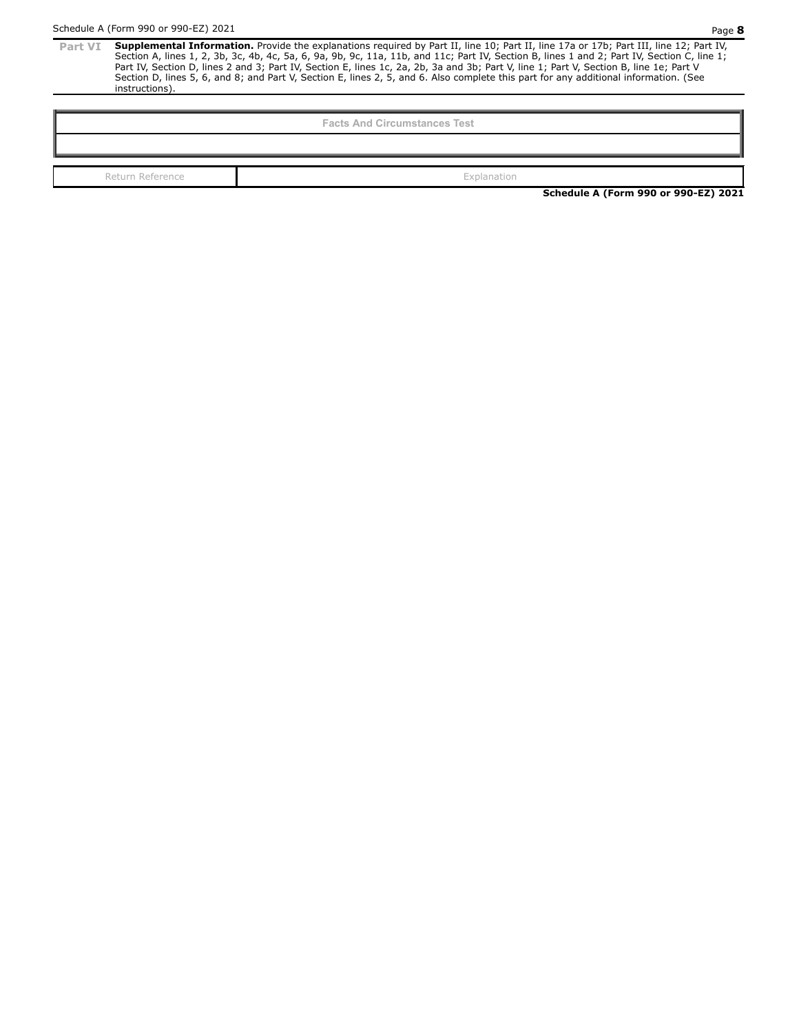**Part VI** **Supplemental Information.** Provide the explanations required by Part II, line 10; Part II, line 17a or 17b; Part III, line 12; Part IV, Section A, lines 1, 2, 3b, 3c, 4b, 4c, 5a, 6, 9a, 9b, 9c, 11a, 11b, and 11c; Part IV, Section B, lines 1 and 2; Part IV, Section C, line 1; Part IV, Section D, lines 2 and 3; Part IV, Section E, lines 1c, 2a, 2b, 3a and 3b; Part V, line 1; Part V, Section B, line 1e; Part V Section D, lines 5, 6, and 8; and Part V, Section E, lines 2, 5, and 6. Also complete this part for any additional information. (See instructions).

| Facts And Circumstances Test |
| --- |
| |

| Return Reference | Explanation |
| --- | --- |

**Schedule A (Form 990 or 990-EZ) 2021**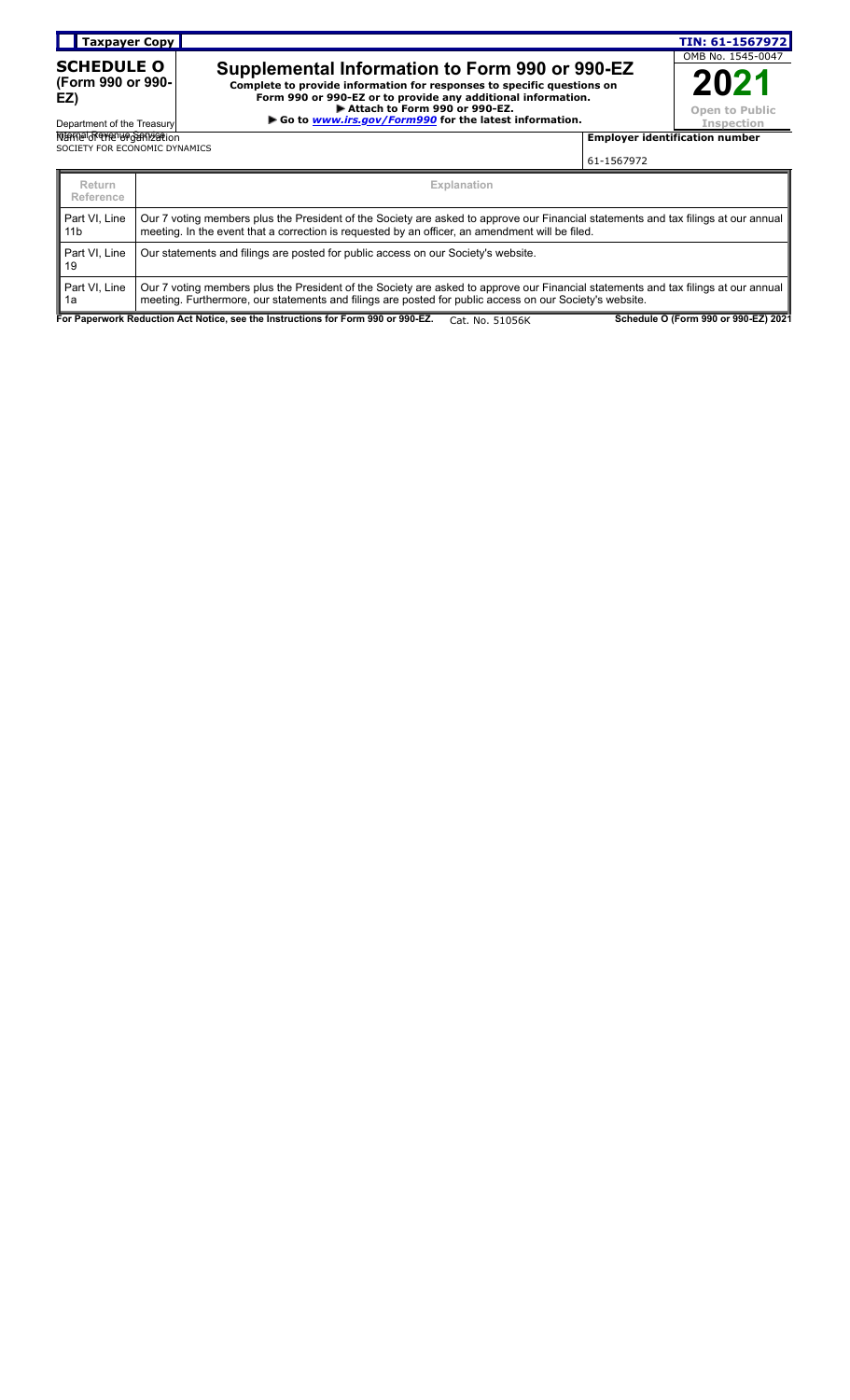Taxpayer Copy | TIN: 61-1567972

**SCHEDULE O (Form 990 or 990-EZ)**

Department of the Treasury
Internal Revenue Service

# Supplemental Information to Form 990 or 990-EZ

**Complete to provide information for responses to specific questions on Form 990 or 990-EZ or to provide any additional information.**
**▶ Attach to Form 990 or 990-EZ.**
**▶ Go to *www.irs.gov/Form990* for the latest information.**

OMB No. 1545-0047

**2021**

**Open to Public Inspection**

Name of the organization
SOCIETY FOR ECONOMIC DYNAMICS

**Employer identification number**
61-1567972

| Return Reference | Explanation |
|---|---|
| Part VI, Line 11b | Our 7 voting members plus the President of the Society are asked to approve our Financial statements and tax filings at our annual meeting. In the event that a correction is requested by an officer, an amendment will be filed. |
| Part VI, Line 19 | Our statements and filings are posted for public access on our Society's website. |
| Part VI, Line 1a | Our 7 voting members plus the President of the Society are asked to approve our Financial statements and tax filings at our annual meeting. Furthermore, our statements and filings are posted for public access on our Society's website. |

**For Paperwork Reduction Act Notice, see the Instructions for Form 990 or 990-EZ.** Cat. No. 51056K **Schedule O (Form 990 or 990-EZ) 2021**